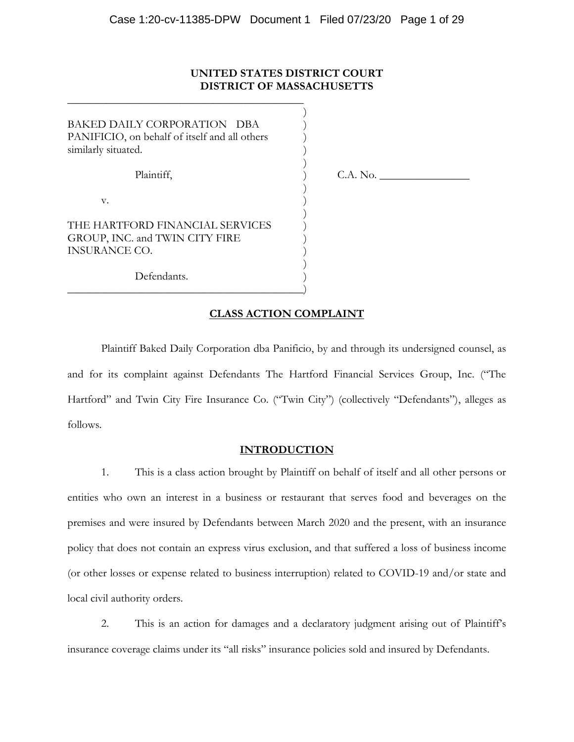**UNITED STATES DISTRICT COURT**
**DISTRICT OF MASSACHUSETTS**

BAKED DAILY CORPORATION DBA PANIFICIO, on behalf of itself and all others similarly situated.

Plaintiff,

v.

THE HARTFORD FINANCIAL SERVICES GROUP, INC. and TWIN CITY FIRE INSURANCE CO.

Defendants.

C.A. No. \_\_\_\_\_\_\_\_\_\_\_\_\_\_\_\_

## CLASS ACTION COMPLAINT

Plaintiff Baked Daily Corporation dba Panificio, by and through its undersigned counsel, as and for its complaint against Defendants The Hartford Financial Services Group, Inc. ("The Hartford" and Twin City Fire Insurance Co. ("Twin City") (collectively "Defendants"), alleges as follows.

## INTRODUCTION

1. This is a class action brought by Plaintiff on behalf of itself and all other persons or entities who own an interest in a business or restaurant that serves food and beverages on the premises and were insured by Defendants between March 2020 and the present, with an insurance policy that does not contain an express virus exclusion, and that suffered a loss of business income (or other losses or expense related to business interruption) related to COVID-19 and/or state and local civil authority orders.

2. This is an action for damages and a declaratory judgment arising out of Plaintiff's insurance coverage claims under its "all risks" insurance policies sold and insured by Defendants.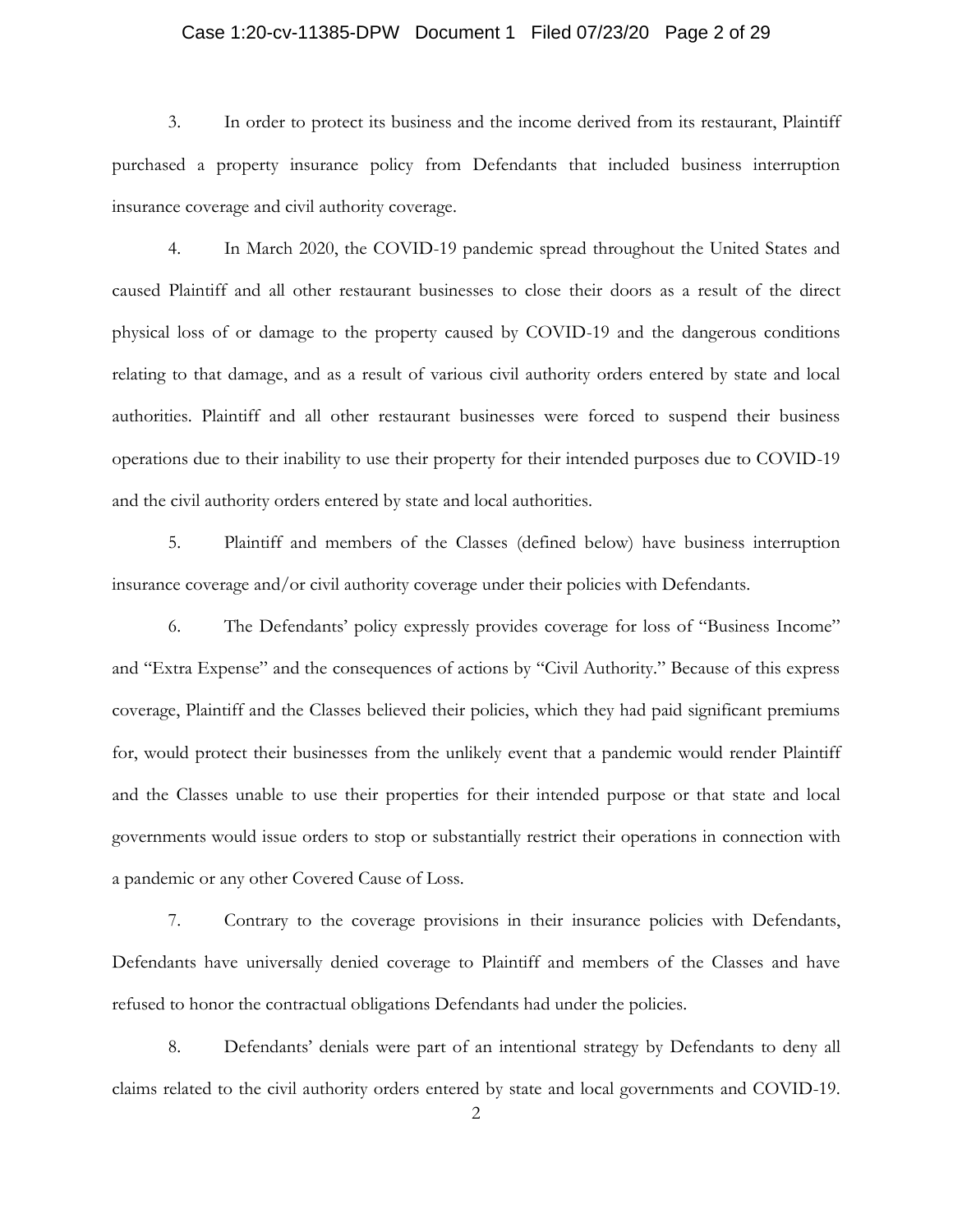3. In order to protect its business and the income derived from its restaurant, Plaintiff purchased a property insurance policy from Defendants that included business interruption insurance coverage and civil authority coverage.

4. In March 2020, the COVID-19 pandemic spread throughout the United States and caused Plaintiff and all other restaurant businesses to close their doors as a result of the direct physical loss of or damage to the property caused by COVID-19 and the dangerous conditions relating to that damage, and as a result of various civil authority orders entered by state and local authorities. Plaintiff and all other restaurant businesses were forced to suspend their business operations due to their inability to use their property for their intended purposes due to COVID-19 and the civil authority orders entered by state and local authorities.

5. Plaintiff and members of the Classes (defined below) have business interruption insurance coverage and/or civil authority coverage under their policies with Defendants.

6. The Defendants' policy expressly provides coverage for loss of "Business Income" and "Extra Expense" and the consequences of actions by "Civil Authority." Because of this express coverage, Plaintiff and the Classes believed their policies, which they had paid significant premiums for, would protect their businesses from the unlikely event that a pandemic would render Plaintiff and the Classes unable to use their properties for their intended purpose or that state and local governments would issue orders to stop or substantially restrict their operations in connection with a pandemic or any other Covered Cause of Loss.

7. Contrary to the coverage provisions in their insurance policies with Defendants, Defendants have universally denied coverage to Plaintiff and members of the Classes and have refused to honor the contractual obligations Defendants had under the policies.

8. Defendants' denials were part of an intentional strategy by Defendants to deny all claims related to the civil authority orders entered by state and local governments and COVID-19.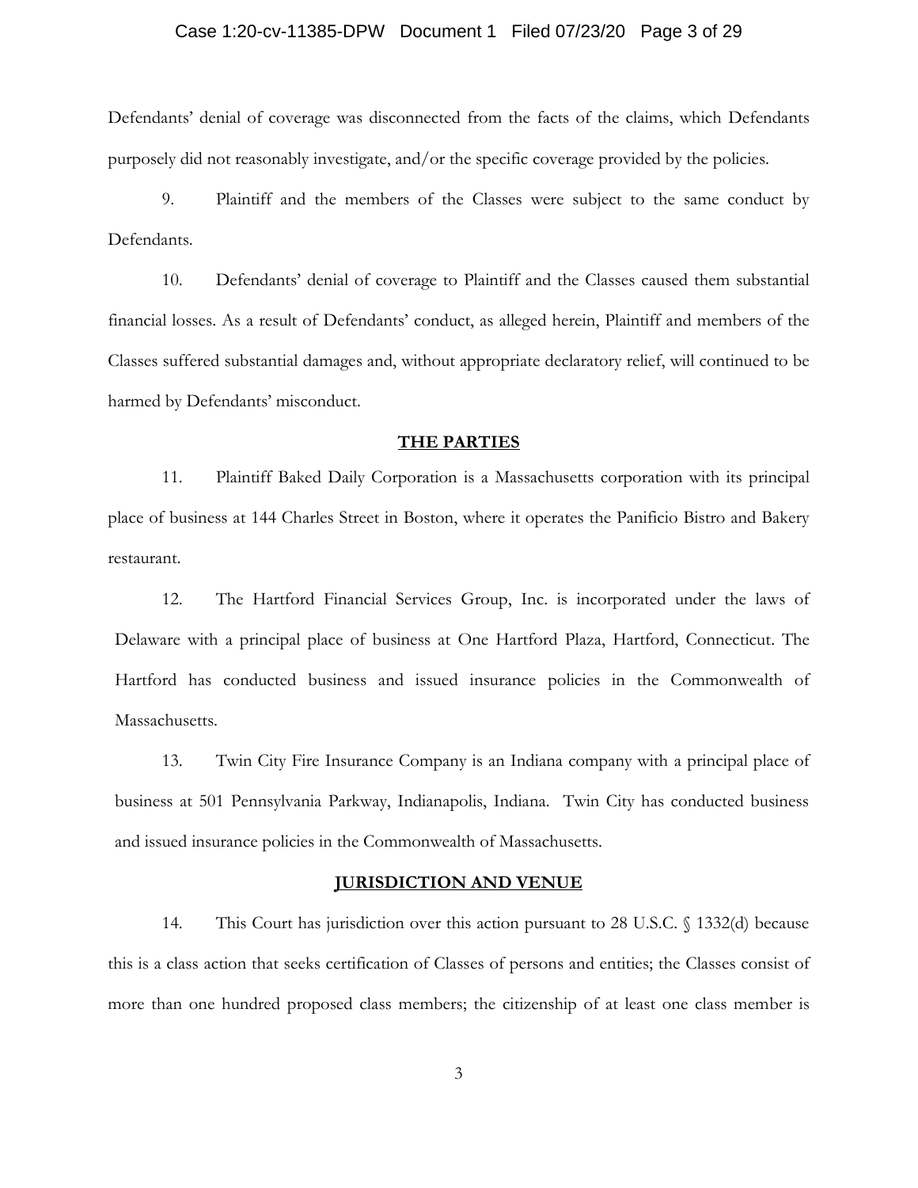Defendants' denial of coverage was disconnected from the facts of the claims, which Defendants purposely did not reasonably investigate, and/or the specific coverage provided by the policies.

9. Plaintiff and the members of the Classes were subject to the same conduct by Defendants.

10. Defendants' denial of coverage to Plaintiff and the Classes caused them substantial financial losses. As a result of Defendants' conduct, as alleged herein, Plaintiff and members of the Classes suffered substantial damages and, without appropriate declaratory relief, will continued to be harmed by Defendants' misconduct.

## THE PARTIES

11. Plaintiff Baked Daily Corporation is a Massachusetts corporation with its principal place of business at 144 Charles Street in Boston, where it operates the Panificio Bistro and Bakery restaurant.

12. The Hartford Financial Services Group, Inc. is incorporated under the laws of Delaware with a principal place of business at One Hartford Plaza, Hartford, Connecticut. The Hartford has conducted business and issued insurance policies in the Commonwealth of Massachusetts.

13. Twin City Fire Insurance Company is an Indiana company with a principal place of business at 501 Pennsylvania Parkway, Indianapolis, Indiana. Twin City has conducted business and issued insurance policies in the Commonwealth of Massachusetts.

## JURISDICTION AND VENUE

14. This Court has jurisdiction over this action pursuant to 28 U.S.C. § 1332(d) because this is a class action that seeks certification of Classes of persons and entities; the Classes consist of more than one hundred proposed class members; the citizenship of at least one class member is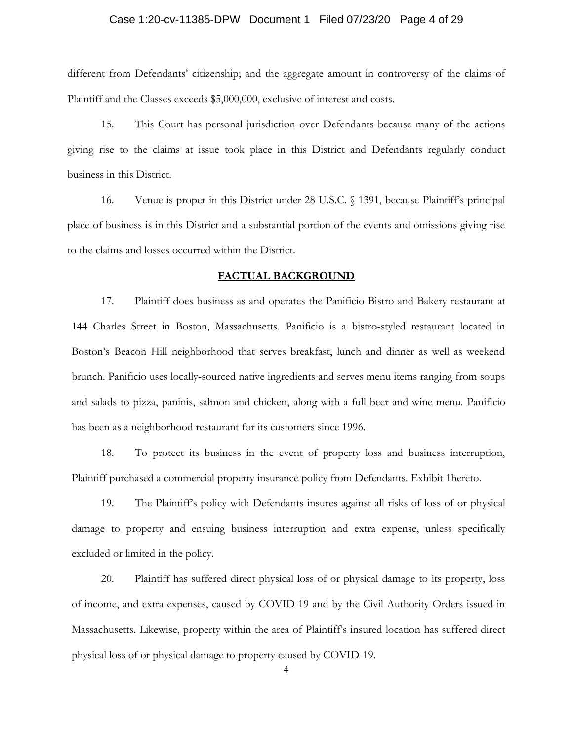different from Defendants' citizenship; and the aggregate amount in controversy of the claims of Plaintiff and the Classes exceeds $5,000,000, exclusive of interest and costs.

15. This Court has personal jurisdiction over Defendants because many of the actions giving rise to the claims at issue took place in this District and Defendants regularly conduct business in this District.

16. Venue is proper in this District under 28 U.S.C. § 1391, because Plaintiff's principal place of business is in this District and a substantial portion of the events and omissions giving rise to the claims and losses occurred within the District.

## FACTUAL BACKGROUND

17. Plaintiff does business as and operates the Panificio Bistro and Bakery restaurant at 144 Charles Street in Boston, Massachusetts. Panificio is a bistro-styled restaurant located in Boston's Beacon Hill neighborhood that serves breakfast, lunch and dinner as well as weekend brunch. Panificio uses locally-sourced native ingredients and serves menu items ranging from soups and salads to pizza, paninis, salmon and chicken, along with a full beer and wine menu. Panificio has been as a neighborhood restaurant for its customers since 1996.

18. To protect its business in the event of property loss and business interruption, Plaintiff purchased a commercial property insurance policy from Defendants. Exhibit 1hereto.

19. The Plaintiff's policy with Defendants insures against all risks of loss of or physical damage to property and ensuing business interruption and extra expense, unless specifically excluded or limited in the policy.

20. Plaintiff has suffered direct physical loss of or physical damage to its property, loss of income, and extra expenses, caused by COVID-19 and by the Civil Authority Orders issued in Massachusetts. Likewise, property within the area of Plaintiff's insured location has suffered direct physical loss of or physical damage to property caused by COVID-19.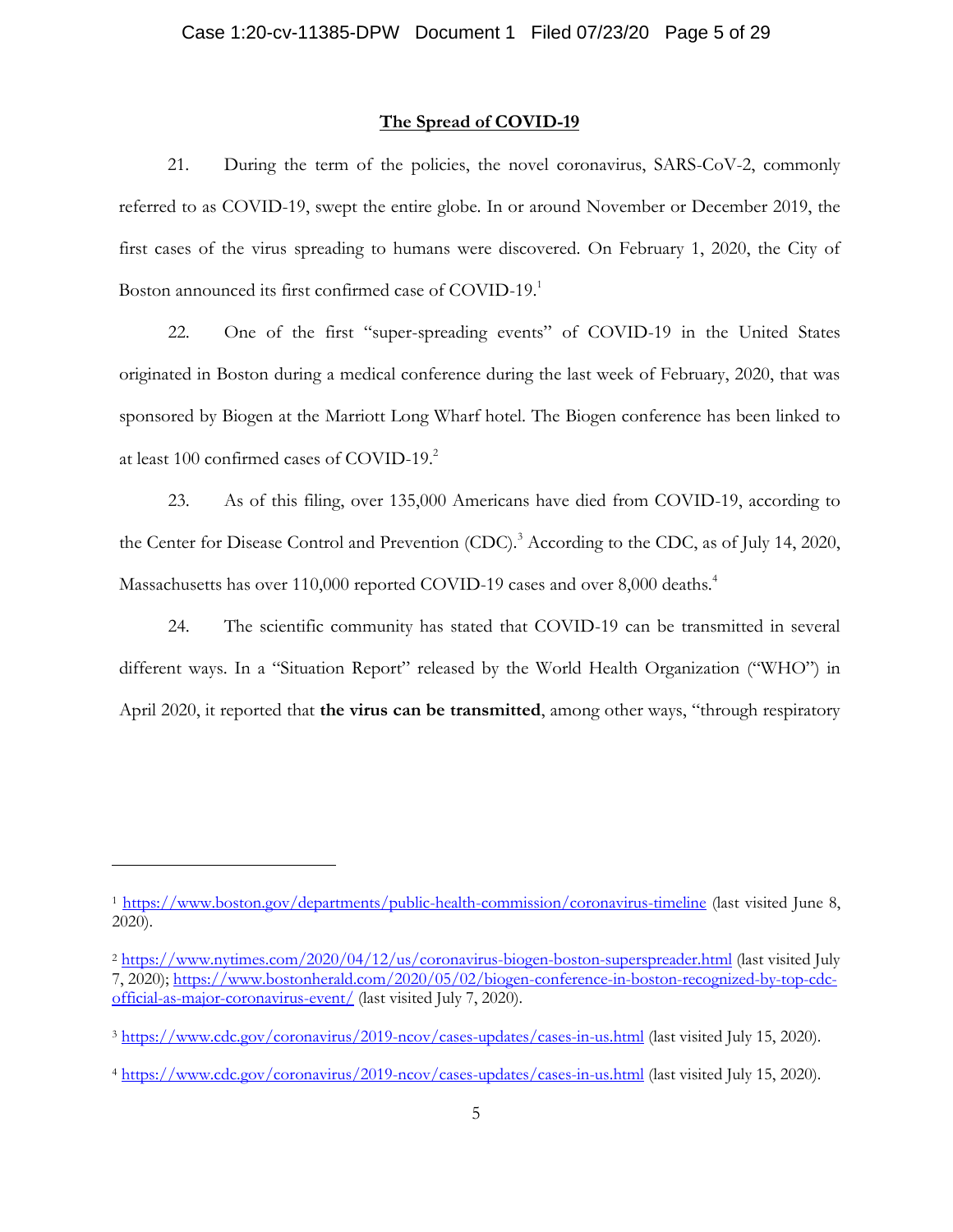## The Spread of COVID-19

21. During the term of the policies, the novel coronavirus, SARS-CoV-2, commonly referred to as COVID-19, swept the entire globe. In or around November or December 2019, the first cases of the virus spreading to humans were discovered. On February 1, 2020, the City of Boston announced its first confirmed case of COVID-19.[1]

22. One of the first "super-spreading events" of COVID-19 in the United States originated in Boston during a medical conference during the last week of February, 2020, that was sponsored by Biogen at the Marriott Long Wharf hotel. The Biogen conference has been linked to at least 100 confirmed cases of COVID-19.[2]

23. As of this filing, over 135,000 Americans have died from COVID-19, according to the Center for Disease Control and Prevention (CDC).[3] According to the CDC, as of July 14, 2020, Massachusetts has over 110,000 reported COVID-19 cases and over 8,000 deaths.[4]

24. The scientific community has stated that COVID-19 can be transmitted in several different ways. In a "Situation Report" released by the World Health Organization ("WHO") in April 2020, it reported that **the virus can be transmitted**, among other ways, "through respiratory

---

[1] https://www.boston.gov/departments/public-health-commission/coronavirus-timeline (last visited June 8, 2020).

[2] https://www.nytimes.com/2020/04/12/us/coronavirus-biogen-boston-superspreader.html (last visited July 7, 2020); https://www.bostonherald.com/2020/05/02/biogen-conference-in-boston-recognized-by-top-cdc-official-as-major-coronavirus-event/ (last visited July 7, 2020).

[3] https://www.cdc.gov/coronavirus/2019-ncov/cases-updates/cases-in-us.html (last visited July 15, 2020).

[4] https://www.cdc.gov/coronavirus/2019-ncov/cases-updates/cases-in-us.html (last visited July 15, 2020).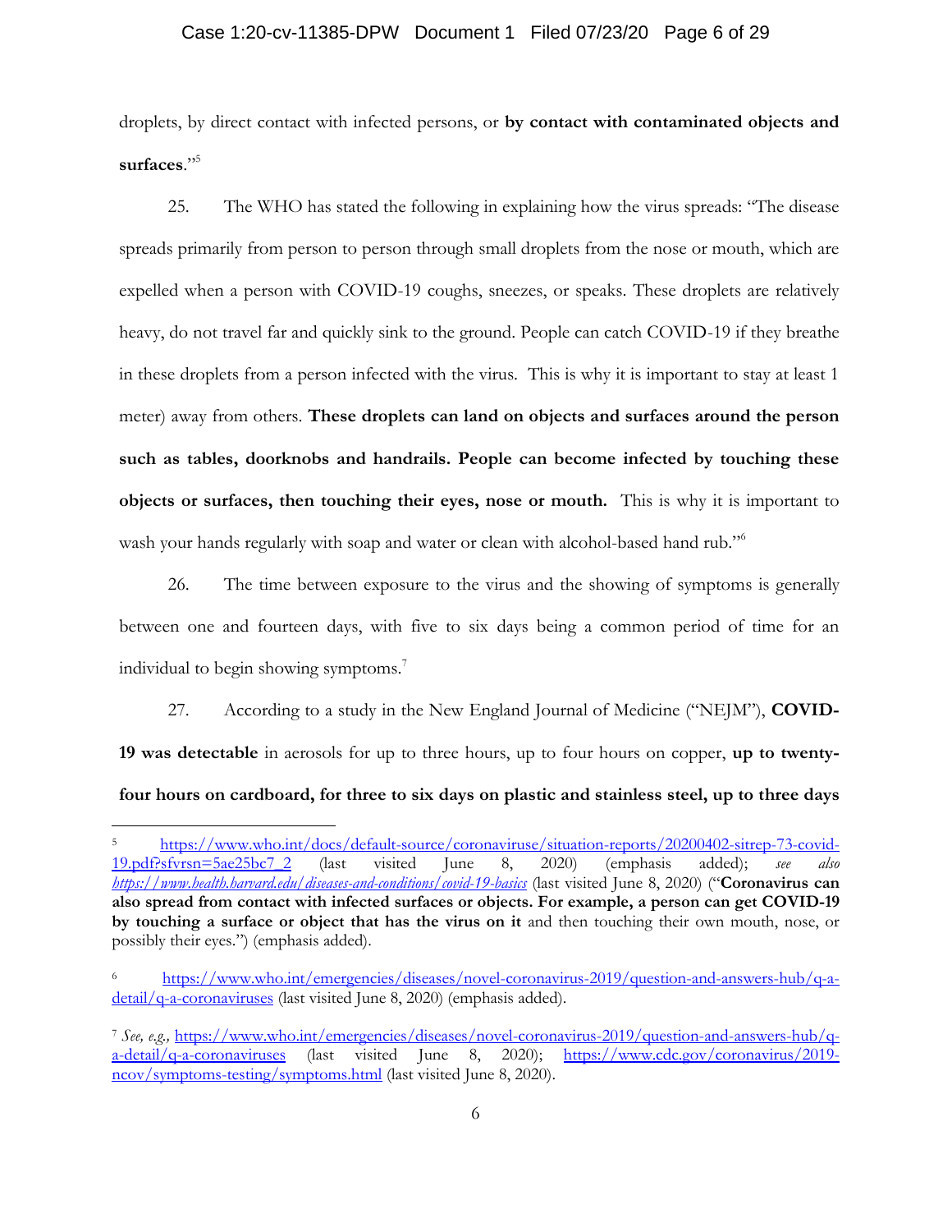droplets, by direct contact with infected persons, or **by contact with contaminated objects and surfaces**."[5]

25. The WHO has stated the following in explaining how the virus spreads: "The disease spreads primarily from person to person through small droplets from the nose or mouth, which are expelled when a person with COVID-19 coughs, sneezes, or speaks. These droplets are relatively heavy, do not travel far and quickly sink to the ground. People can catch COVID-19 if they breathe in these droplets from a person infected with the virus. This is why it is important to stay at least 1 meter) away from others. **These droplets can land on objects and surfaces around the person such as tables, doorknobs and handrails. People can become infected by touching these objects or surfaces, then touching their eyes, nose or mouth.** This is why it is important to wash your hands regularly with soap and water or clean with alcohol-based hand rub."[6]

26. The time between exposure to the virus and the showing of symptoms is generally between one and fourteen days, with five to six days being a common period of time for an individual to begin showing symptoms.[7]

27. According to a study in the New England Journal of Medicine ("NEJM"), **COVID-19 was detectable** in aerosols for up to three hours, up to four hours on copper, **up to twenty-four hours on cardboard, for three to six days on plastic and stainless steel, up to three days**

---

[5] https://www.who.int/docs/default-source/coronaviruse/situation-reports/20200402-sitrep-73-covid-19.pdf?sfvrsn=5ae25bc7_2 (last visited June 8, 2020) (emphasis added); *see also https://www.health.harvard.edu/diseases-and-conditions/covid-19-basics* (last visited June 8, 2020) ("**Coronavirus can also spread from contact with infected surfaces or objects. For example, a person can get COVID-19 by touching a surface or object that has the virus on it** and then touching their own mouth, nose, or possibly their eyes.") (emphasis added).

[6] https://www.who.int/emergencies/diseases/novel-coronavirus-2019/question-and-answers-hub/q-a-detail/q-a-coronaviruses (last visited June 8, 2020) (emphasis added).

[7] *See, e.g.,* https://www.who.int/emergencies/diseases/novel-coronavirus-2019/question-and-answers-hub/q-a-detail/q-a-coronaviruses (last visited June 8, 2020); https://www.cdc.gov/coronavirus/2019-ncov/symptoms-testing/symptoms.html (last visited June 8, 2020).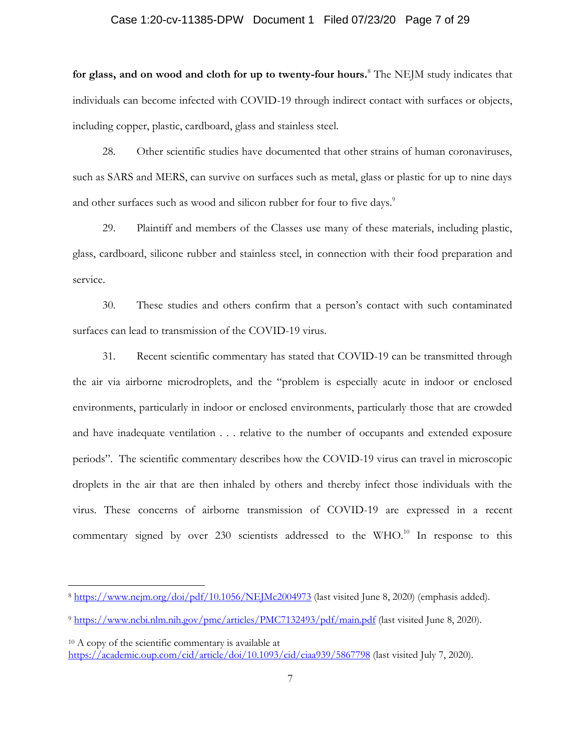**for glass, and on wood and cloth for up to twenty-four hours.**[8] The NEJM study indicates that individuals can become infected with COVID-19 through indirect contact with surfaces or objects, including copper, plastic, cardboard, glass and stainless steel.

28. Other scientific studies have documented that other strains of human coronaviruses, such as SARS and MERS, can survive on surfaces such as metal, glass or plastic for up to nine days and other surfaces such as wood and silicon rubber for four to five days.[9]

29. Plaintiff and members of the Classes use many of these materials, including plastic, glass, cardboard, silicone rubber and stainless steel, in connection with their food preparation and service.

30. These studies and others confirm that a person's contact with such contaminated surfaces can lead to transmission of the COVID-19 virus.

31. Recent scientific commentary has stated that COVID-19 can be transmitted through the air via airborne microdroplets, and the "problem is especially acute in indoor or enclosed environments, particularly in indoor or enclosed environments, particularly those that are crowded and have inadequate ventilation . . . relative to the number of occupants and extended exposure periods". The scientific commentary describes how the COVID-19 virus can travel in microscopic droplets in the air that are then inhaled by others and thereby infect those individuals with the virus. These concerns of airborne transmission of COVID-19 are expressed in a recent commentary signed by over 230 scientists addressed to the WHO.[10] In response to this

---

[8] https://www.nejm.org/doi/pdf/10.1056/NEJMc2004973 (last visited June 8, 2020) (emphasis added).

[9] https://www.ncbi.nlm.nih.gov/pmc/articles/PMC7132493/pdf/main.pdf (last visited June 8, 2020).

[10] A copy of the scientific commentary is available at https://academic.oup.com/cid/article/doi/10.1093/cid/ciaa939/5867798 (last visited July 7, 2020).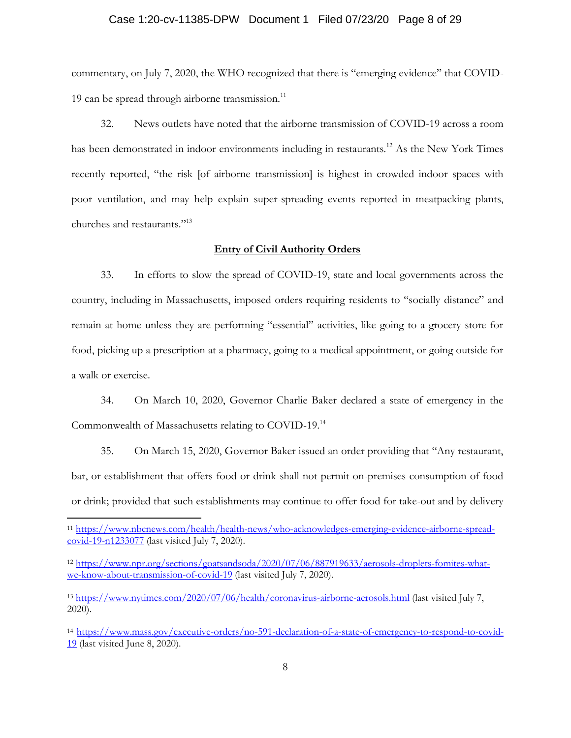commentary, on July 7, 2020, the WHO recognized that there is "emerging evidence" that COVID-19 can be spread through airborne transmission.[11]

32. News outlets have noted that the airborne transmission of COVID-19 across a room has been demonstrated in indoor environments including in restaurants.[12] As the New York Times recently reported, "the risk [of airborne transmission] is highest in crowded indoor spaces with poor ventilation, and may help explain super-spreading events reported in meatpacking plants, churches and restaurants."[13]

**Entry of Civil Authority Orders**

33. In efforts to slow the spread of COVID-19, state and local governments across the country, including in Massachusetts, imposed orders requiring residents to "socially distance" and remain at home unless they are performing "essential" activities, like going to a grocery store for food, picking up a prescription at a pharmacy, going to a medical appointment, or going outside for a walk or exercise.

34. On March 10, 2020, Governor Charlie Baker declared a state of emergency in the Commonwealth of Massachusetts relating to COVID-19.[14]

35. On March 15, 2020, Governor Baker issued an order providing that "Any restaurant, bar, or establishment that offers food or drink shall not permit on-premises consumption of food or drink; provided that such establishments may continue to offer food for take-out and by delivery

---

[11] https://www.nbcnews.com/health/health-news/who-acknowledges-emerging-evidence-airborne-spread-covid-19-n1233077 (last visited July 7, 2020).

[12] https://www.npr.org/sections/goatsandsoda/2020/07/06/887919633/aerosols-droplets-fomites-what-we-know-about-transmission-of-covid-19 (last visited July 7, 2020).

[13] https://www.nytimes.com/2020/07/06/health/coronavirus-airborne-aerosols.html (last visited July 7, 2020).

[14] https://www.mass.gov/executive-orders/no-591-declaration-of-a-state-of-emergency-to-respond-to-covid-19 (last visited June 8, 2020).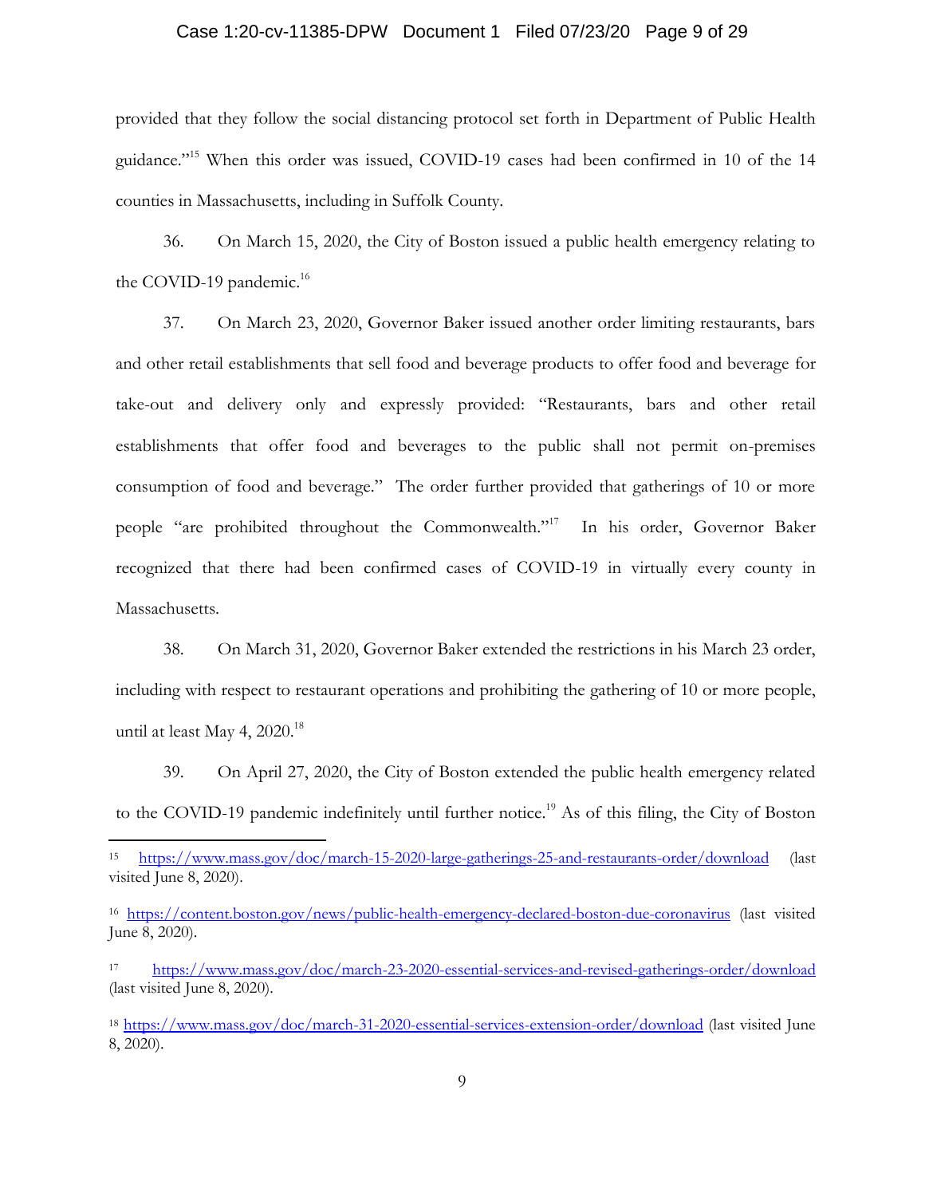provided that they follow the social distancing protocol set forth in Department of Public Health guidance."[15] When this order was issued, COVID-19 cases had been confirmed in 10 of the 14 counties in Massachusetts, including in Suffolk County.

36. On March 15, 2020, the City of Boston issued a public health emergency relating to the COVID-19 pandemic.[16]

37. On March 23, 2020, Governor Baker issued another order limiting restaurants, bars and other retail establishments that sell food and beverage products to offer food and beverage for take-out and delivery only and expressly provided: "Restaurants, bars and other retail establishments that offer food and beverages to the public shall not permit on-premises consumption of food and beverage." The order further provided that gatherings of 10 or more people "are prohibited throughout the Commonwealth."[17] In his order, Governor Baker recognized that there had been confirmed cases of COVID-19 in virtually every county in Massachusetts.

38. On March 31, 2020, Governor Baker extended the restrictions in his March 23 order, including with respect to restaurant operations and prohibiting the gathering of 10 or more people, until at least May 4, 2020.[18]

39. On April 27, 2020, the City of Boston extended the public health emergency related to the COVID-19 pandemic indefinitely until further notice.[19] As of this filing, the City of Boston

---

[15] https://www.mass.gov/doc/march-15-2020-large-gatherings-25-and-restaurants-order/download (last visited June 8, 2020).

[16] https://content.boston.gov/news/public-health-emergency-declared-boston-due-coronavirus (last visited June 8, 2020).

[17] https://www.mass.gov/doc/march-23-2020-essential-services-and-revised-gatherings-order/download (last visited June 8, 2020).

[18] https://www.mass.gov/doc/march-31-2020-essential-services-extension-order/download (last visited June 8, 2020).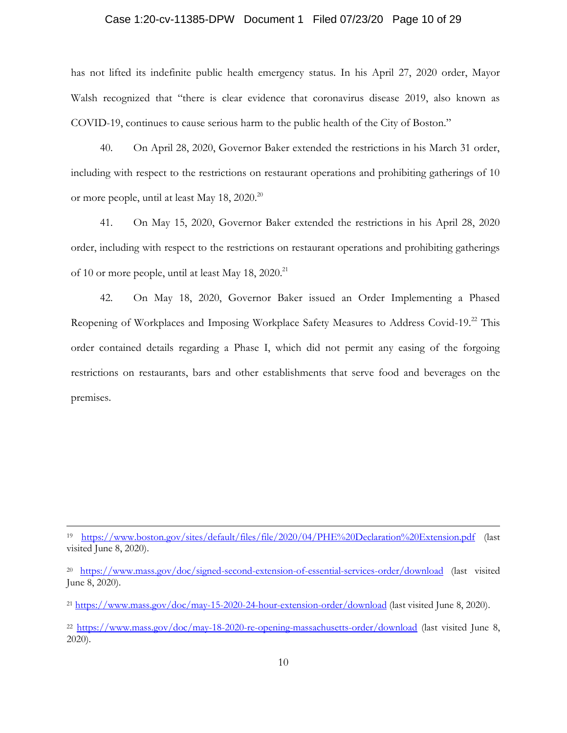has not lifted its indefinite public health emergency status. In his April 27, 2020 order, Mayor Walsh recognized that "there is clear evidence that coronavirus disease 2019, also known as COVID-19, continues to cause serious harm to the public health of the City of Boston."

40. On April 28, 2020, Governor Baker extended the restrictions in his March 31 order, including with respect to the restrictions on restaurant operations and prohibiting gatherings of 10 or more people, until at least May 18, 2020.[20]

41. On May 15, 2020, Governor Baker extended the restrictions in his April 28, 2020 order, including with respect to the restrictions on restaurant operations and prohibiting gatherings of 10 or more people, until at least May 18, 2020.[21]

42. On May 18, 2020, Governor Baker issued an Order Implementing a Phased Reopening of Workplaces and Imposing Workplace Safety Measures to Address Covid-19.[22] This order contained details regarding a Phase I, which did not permit any easing of the forgoing restrictions on restaurants, bars and other establishments that serve food and beverages on the premises.

---

[19] https://www.boston.gov/sites/default/files/file/2020/04/PHE%20Declaration%20Extension.pdf (last visited June 8, 2020).

[20] https://www.mass.gov/doc/signed-second-extension-of-essential-services-order/download (last visited June 8, 2020).

[21] https://www.mass.gov/doc/may-15-2020-24-hour-extension-order/download (last visited June 8, 2020).

[22] https://www.mass.gov/doc/may-18-2020-re-opening-massachusetts-order/download (last visited June 8, 2020).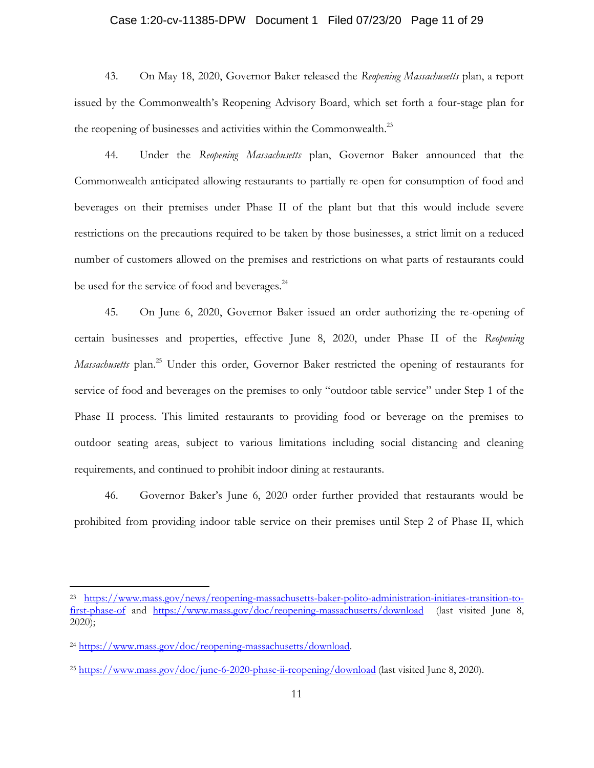43. On May 18, 2020, Governor Baker released the *Reopening Massachusetts* plan, a report issued by the Commonwealth's Reopening Advisory Board, which set forth a four-stage plan for the reopening of businesses and activities within the Commonwealth.[23]

44. Under the *Reopening Massachusetts* plan, Governor Baker announced that the Commonwealth anticipated allowing restaurants to partially re-open for consumption of food and beverages on their premises under Phase II of the plant but that this would include severe restrictions on the precautions required to be taken by those businesses, a strict limit on a reduced number of customers allowed on the premises and restrictions on what parts of restaurants could be used for the service of food and beverages.[24]

45. On June 6, 2020, Governor Baker issued an order authorizing the re-opening of certain businesses and properties, effective June 8, 2020, under Phase II of the *Reopening Massachusetts* plan.[25] Under this order, Governor Baker restricted the opening of restaurants for service of food and beverages on the premises to only "outdoor table service" under Step 1 of the Phase II process. This limited restaurants to providing food or beverage on the premises to outdoor seating areas, subject to various limitations including social distancing and cleaning requirements, and continued to prohibit indoor dining at restaurants.

46. Governor Baker's June 6, 2020 order further provided that restaurants would be prohibited from providing indoor table service on their premises until Step 2 of Phase II, which

---

[23] https://www.mass.gov/news/reopening-massachusetts-baker-polito-administration-initiates-transition-to-first-phase-of and https://www.mass.gov/doc/reopening-massachusetts/download (last visited June 8, 2020);

[24] https://www.mass.gov/doc/reopening-massachusetts/download.

[25] https://www.mass.gov/doc/june-6-2020-phase-ii-reopening/download (last visited June 8, 2020).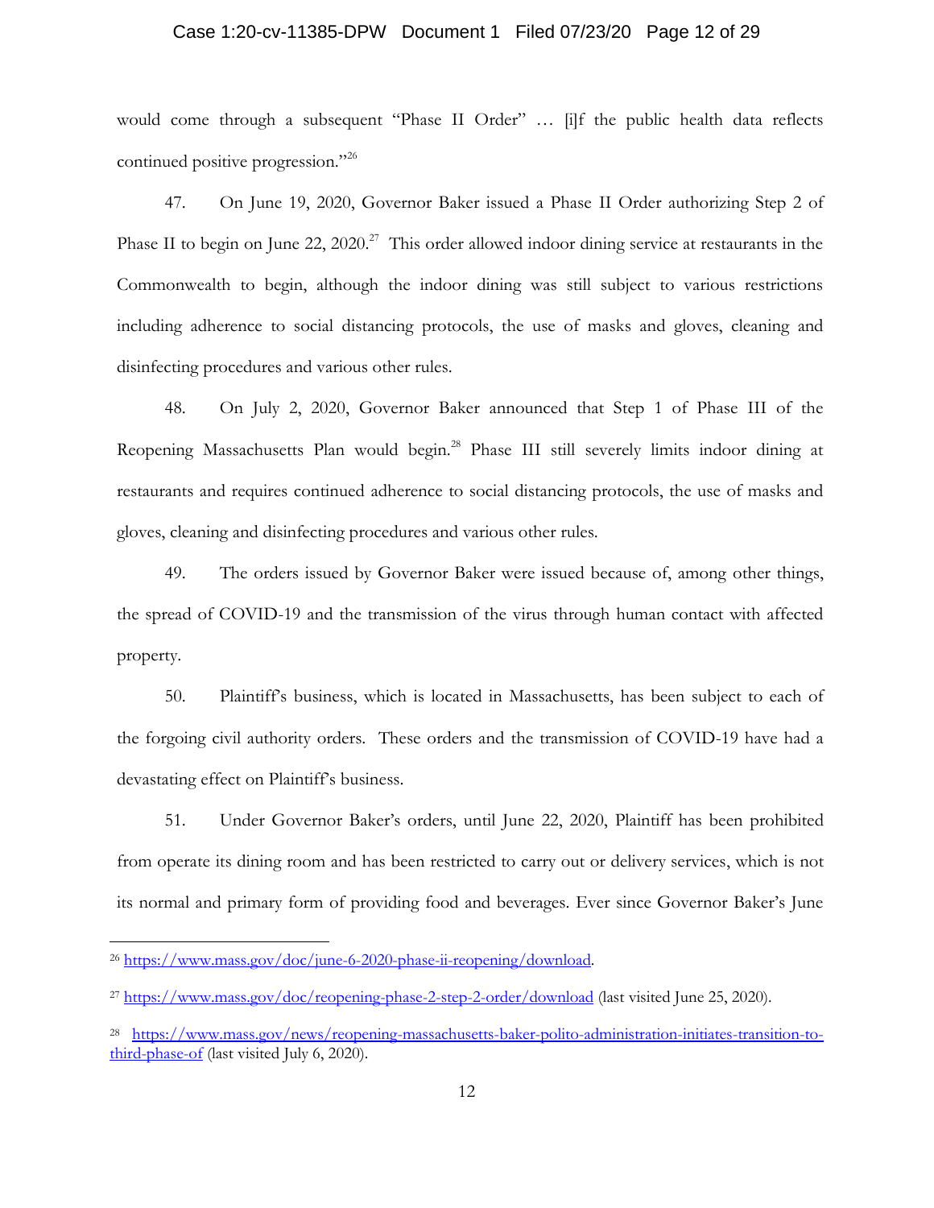would come through a subsequent "Phase II Order" … [i]f the public health data reflects continued positive progression."[26]

47. On June 19, 2020, Governor Baker issued a Phase II Order authorizing Step 2 of Phase II to begin on June 22, 2020.[27] This order allowed indoor dining service at restaurants in the Commonwealth to begin, although the indoor dining was still subject to various restrictions including adherence to social distancing protocols, the use of masks and gloves, cleaning and disinfecting procedures and various other rules.

48. On July 2, 2020, Governor Baker announced that Step 1 of Phase III of the Reopening Massachusetts Plan would begin.[28] Phase III still severely limits indoor dining at restaurants and requires continued adherence to social distancing protocols, the use of masks and gloves, cleaning and disinfecting procedures and various other rules.

49. The orders issued by Governor Baker were issued because of, among other things, the spread of COVID-19 and the transmission of the virus through human contact with affected property.

50. Plaintiff's business, which is located in Massachusetts, has been subject to each of the forgoing civil authority orders. These orders and the transmission of COVID-19 have had a devastating effect on Plaintiff's business.

51. Under Governor Baker's orders, until June 22, 2020, Plaintiff has been prohibited from operate its dining room and has been restricted to carry out or delivery services, which is not its normal and primary form of providing food and beverages. Ever since Governor Baker's June

---

[26] https://www.mass.gov/doc/june-6-2020-phase-ii-reopening/download.

[27] https://www.mass.gov/doc/reopening-phase-2-step-2-order/download (last visited June 25, 2020).

[28] https://www.mass.gov/news/reopening-massachusetts-baker-polito-administration-initiates-transition-to-third-phase-of (last visited July 6, 2020).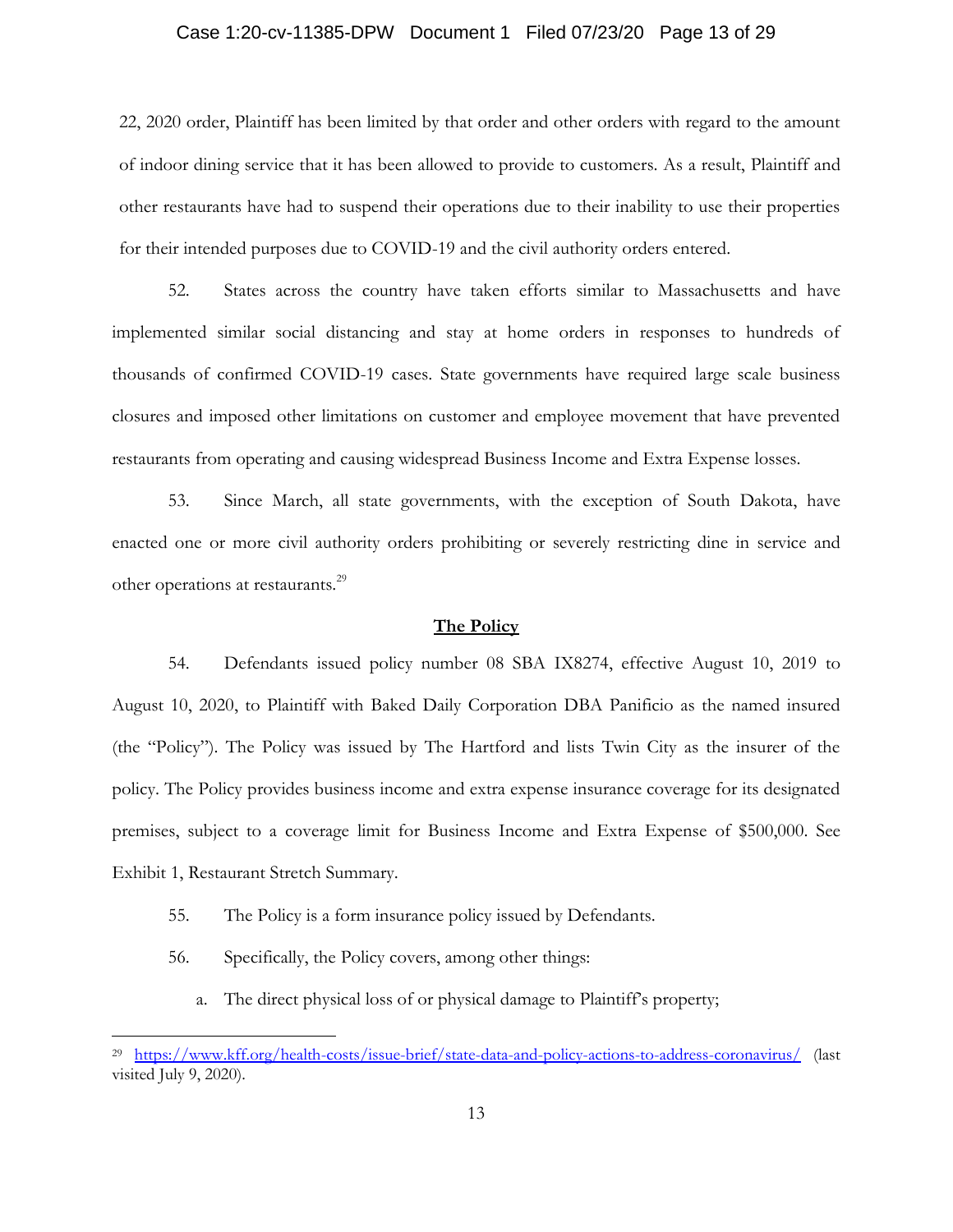22, 2020 order, Plaintiff has been limited by that order and other orders with regard to the amount of indoor dining service that it has been allowed to provide to customers. As a result, Plaintiff and other restaurants have had to suspend their operations due to their inability to use their properties for their intended purposes due to COVID-19 and the civil authority orders entered.

52. States across the country have taken efforts similar to Massachusetts and have implemented similar social distancing and stay at home orders in responses to hundreds of thousands of confirmed COVID-19 cases. State governments have required large scale business closures and imposed other limitations on customer and employee movement that have prevented restaurants from operating and causing widespread Business Income and Extra Expense losses.

53. Since March, all state governments, with the exception of South Dakota, have enacted one or more civil authority orders prohibiting or severely restricting dine in service and other operations at restaurants.[29]

**The Policy**

54. Defendants issued policy number 08 SBA IX8274, effective August 10, 2019 to August 10, 2020, to Plaintiff with Baked Daily Corporation DBA Panificio as the named insured (the "Policy"). The Policy was issued by The Hartford and lists Twin City as the insurer of the policy. The Policy provides business income and extra expense insurance coverage for its designated premises, subject to a coverage limit for Business Income and Extra Expense of $500,000. See Exhibit 1, Restaurant Stretch Summary.

55. The Policy is a form insurance policy issued by Defendants.

56. Specifically, the Policy covers, among other things:

a. The direct physical loss of or physical damage to Plaintiff's property;

---

[29] https://www.kff.org/health-costs/issue-brief/state-data-and-policy-actions-to-address-coronavirus/ (last visited July 9, 2020).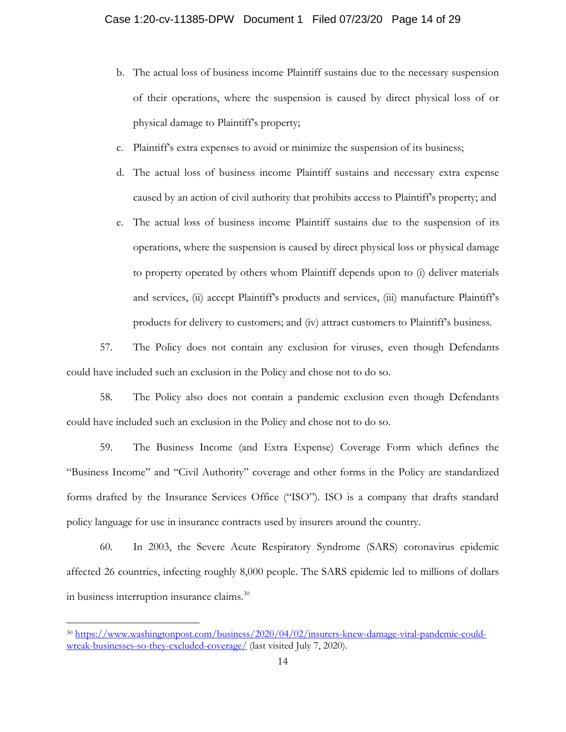b. The actual loss of business income Plaintiff sustains due to the necessary suspension of their operations, where the suspension is caused by direct physical loss of or physical damage to Plaintiff's property;

c. Plaintiff's extra expenses to avoid or minimize the suspension of its business;

d. The actual loss of business income Plaintiff sustains and necessary extra expense caused by an action of civil authority that prohibits access to Plaintiff's property; and

e. The actual loss of business income Plaintiff sustains due to the suspension of its operations, where the suspension is caused by direct physical loss or physical damage to property operated by others whom Plaintiff depends upon to (i) deliver materials and services, (ii) accept Plaintiff's products and services, (iii) manufacture Plaintiff's products for delivery to customers; and (iv) attract customers to Plaintiff's business.

57. The Policy does not contain any exclusion for viruses, even though Defendants could have included such an exclusion in the Policy and chose not to do so.

58. The Policy also does not contain a pandemic exclusion even though Defendants could have included such an exclusion in the Policy and chose not to do so.

59. The Business Income (and Extra Expense) Coverage Form which defines the "Business Income" and "Civil Authority" coverage and other forms in the Policy are standardized forms drafted by the Insurance Services Office ("ISO"). ISO is a company that drafts standard policy language for use in insurance contracts used by insurers around the country.

60. In 2003, the Severe Acute Respiratory Syndrome (SARS) coronavirus epidemic affected 26 countries, infecting roughly 8,000 people. The SARS epidemic led to millions of dollars in business interruption insurance claims.[30]

---

[30] https://www.washingtonpost.com/business/2020/04/02/insurers-knew-damage-viral-pandemic-could-wreak-businesses-so-they-excluded-coverage/ (last visited July 7, 2020).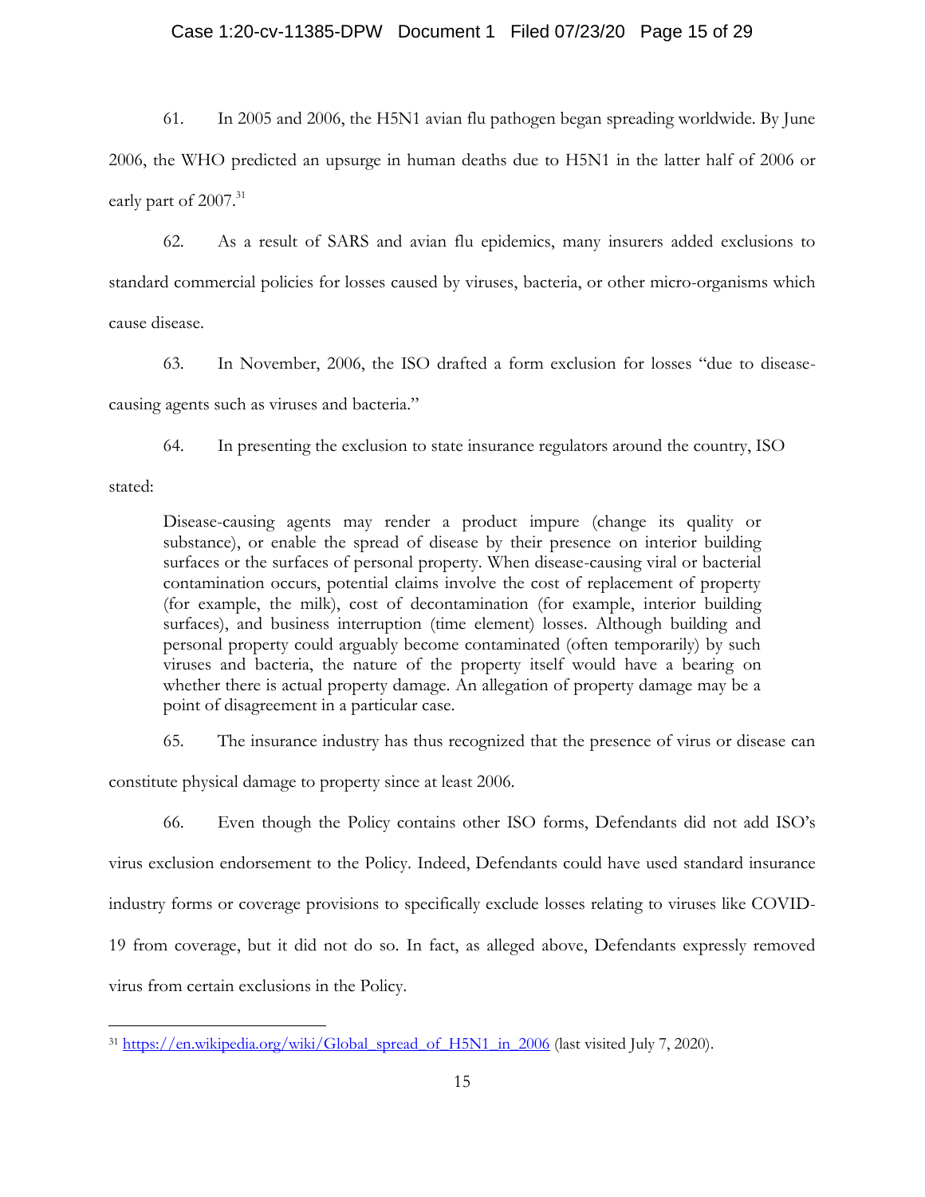61. In 2005 and 2006, the H5N1 avian flu pathogen began spreading worldwide. By June 2006, the WHO predicted an upsurge in human deaths due to H5N1 in the latter half of 2006 or early part of 2007.[31]

62. As a result of SARS and avian flu epidemics, many insurers added exclusions to standard commercial policies for losses caused by viruses, bacteria, or other micro-organisms which cause disease.

63. In November, 2006, the ISO drafted a form exclusion for losses "due to disease-causing agents such as viruses and bacteria."

64. In presenting the exclusion to state insurance regulators around the country, ISO stated:

> Disease-causing agents may render a product impure (change its quality or substance), or enable the spread of disease by their presence on interior building surfaces or the surfaces of personal property. When disease-causing viral or bacterial contamination occurs, potential claims involve the cost of replacement of property (for example, the milk), cost of decontamination (for example, interior building surfaces), and business interruption (time element) losses. Although building and personal property could arguably become contaminated (often temporarily) by such viruses and bacteria, the nature of the property itself would have a bearing on whether there is actual property damage. An allegation of property damage may be a point of disagreement in a particular case.

65. The insurance industry has thus recognized that the presence of virus or disease can constitute physical damage to property since at least 2006.

66. Even though the Policy contains other ISO forms, Defendants did not add ISO's virus exclusion endorsement to the Policy. Indeed, Defendants could have used standard insurance industry forms or coverage provisions to specifically exclude losses relating to viruses like COVID-19 from coverage, but it did not do so. In fact, as alleged above, Defendants expressly removed virus from certain exclusions in the Policy.

---

[31] https://en.wikipedia.org/wiki/Global_spread_of_H5N1_in_2006 (last visited July 7, 2020).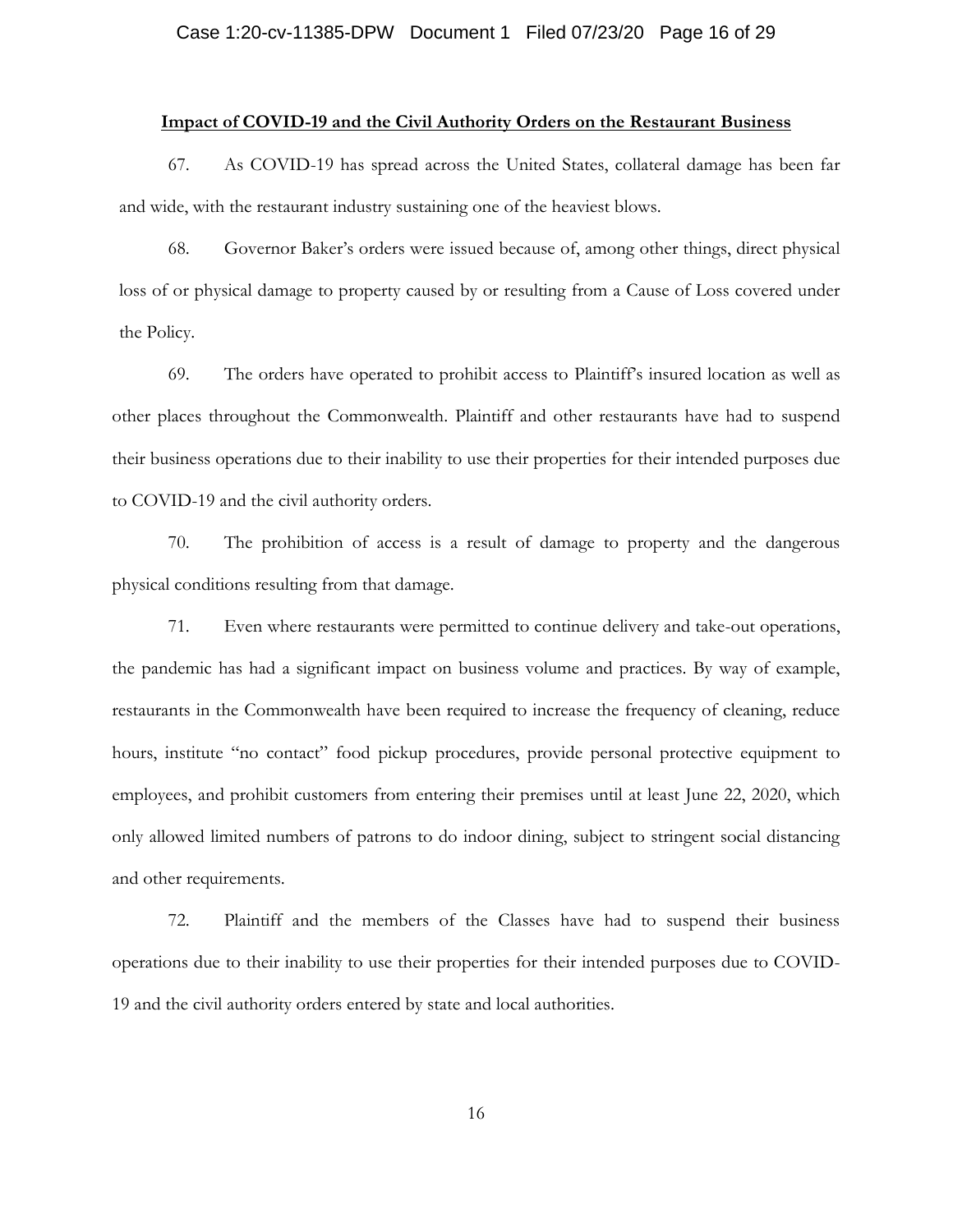**Impact of COVID-19 and the Civil Authority Orders on the Restaurant Business**

67. As COVID-19 has spread across the United States, collateral damage has been far and wide, with the restaurant industry sustaining one of the heaviest blows.

68. Governor Baker's orders were issued because of, among other things, direct physical loss of or physical damage to property caused by or resulting from a Cause of Loss covered under the Policy.

69. The orders have operated to prohibit access to Plaintiff's insured location as well as other places throughout the Commonwealth. Plaintiff and other restaurants have had to suspend their business operations due to their inability to use their properties for their intended purposes due to COVID-19 and the civil authority orders.

70. The prohibition of access is a result of damage to property and the dangerous physical conditions resulting from that damage.

71. Even where restaurants were permitted to continue delivery and take-out operations, the pandemic has had a significant impact on business volume and practices. By way of example, restaurants in the Commonwealth have been required to increase the frequency of cleaning, reduce hours, institute "no contact" food pickup procedures, provide personal protective equipment to employees, and prohibit customers from entering their premises until at least June 22, 2020, which only allowed limited numbers of patrons to do indoor dining, subject to stringent social distancing and other requirements.

72. Plaintiff and the members of the Classes have had to suspend their business operations due to their inability to use their properties for their intended purposes due to COVID-19 and the civil authority orders entered by state and local authorities.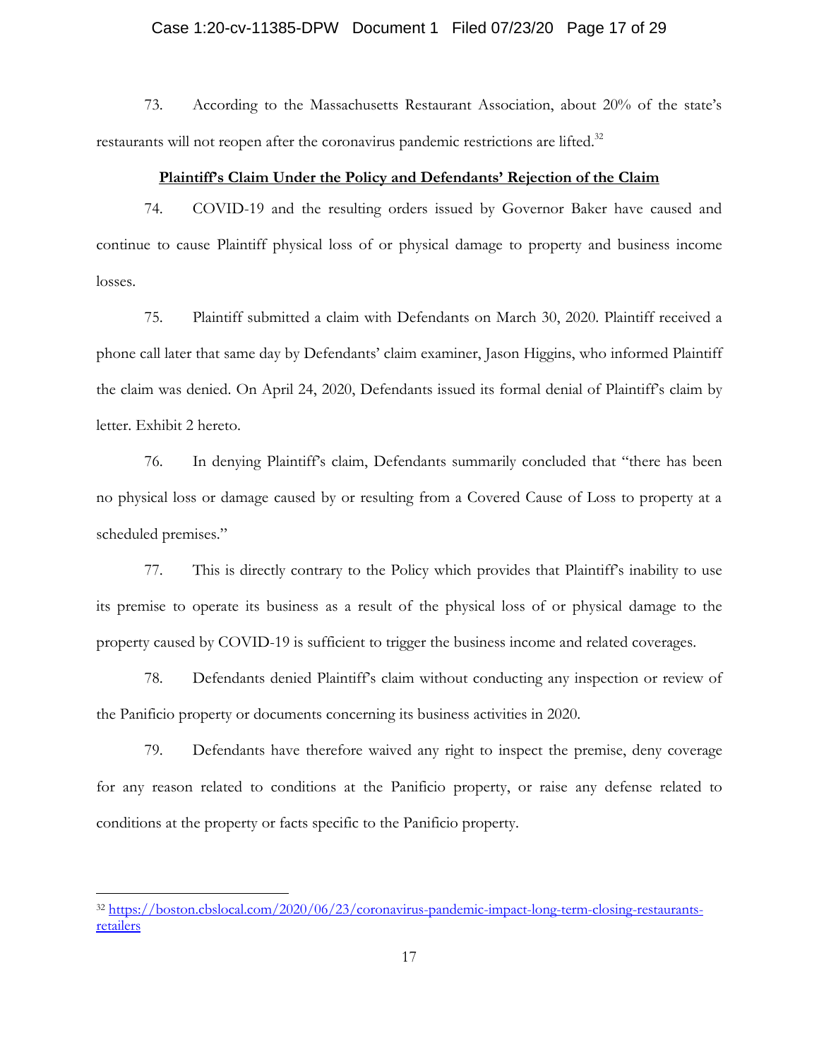73. According to the Massachusetts Restaurant Association, about 20% of the state's restaurants will not reopen after the coronavirus pandemic restrictions are lifted.[32]

**Plaintiff's Claim Under the Policy and Defendants' Rejection of the Claim**

74. COVID-19 and the resulting orders issued by Governor Baker have caused and continue to cause Plaintiff physical loss of or physical damage to property and business income losses.

75. Plaintiff submitted a claim with Defendants on March 30, 2020. Plaintiff received a phone call later that same day by Defendants' claim examiner, Jason Higgins, who informed Plaintiff the claim was denied. On April 24, 2020, Defendants issued its formal denial of Plaintiff's claim by letter. Exhibit 2 hereto.

76. In denying Plaintiff's claim, Defendants summarily concluded that "there has been no physical loss or damage caused by or resulting from a Covered Cause of Loss to property at a scheduled premises."

77. This is directly contrary to the Policy which provides that Plaintiff's inability to use its premise to operate its business as a result of the physical loss of or physical damage to the property caused by COVID-19 is sufficient to trigger the business income and related coverages.

78. Defendants denied Plaintiff's claim without conducting any inspection or review of the Panificio property or documents concerning its business activities in 2020.

79. Defendants have therefore waived any right to inspect the premise, deny coverage for any reason related to conditions at the Panificio property, or raise any defense related to conditions at the property or facts specific to the Panificio property.

---

[32] https://boston.cbslocal.com/2020/06/23/coronavirus-pandemic-impact-long-term-closing-restaurants-retailers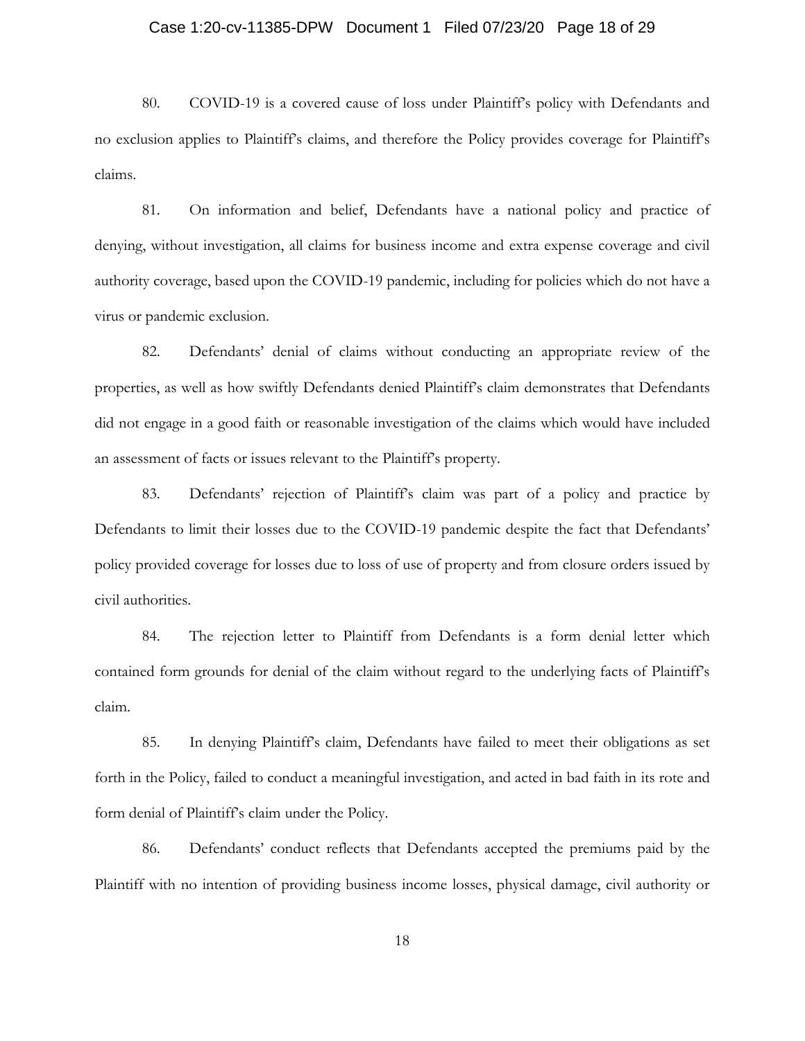80. COVID-19 is a covered cause of loss under Plaintiff's policy with Defendants and no exclusion applies to Plaintiff's claims, and therefore the Policy provides coverage for Plaintiff's claims.

81. On information and belief, Defendants have a national policy and practice of denying, without investigation, all claims for business income and extra expense coverage and civil authority coverage, based upon the COVID-19 pandemic, including for policies which do not have a virus or pandemic exclusion.

82. Defendants' denial of claims without conducting an appropriate review of the properties, as well as how swiftly Defendants denied Plaintiff's claim demonstrates that Defendants did not engage in a good faith or reasonable investigation of the claims which would have included an assessment of facts or issues relevant to the Plaintiff's property.

83. Defendants' rejection of Plaintiff's claim was part of a policy and practice by Defendants to limit their losses due to the COVID-19 pandemic despite the fact that Defendants' policy provided coverage for losses due to loss of use of property and from closure orders issued by civil authorities.

84. The rejection letter to Plaintiff from Defendants is a form denial letter which contained form grounds for denial of the claim without regard to the underlying facts of Plaintiff's claim.

85. In denying Plaintiff's claim, Defendants have failed to meet their obligations as set forth in the Policy, failed to conduct a meaningful investigation, and acted in bad faith in its rote and form denial of Plaintiff's claim under the Policy.

86. Defendants' conduct reflects that Defendants accepted the premiums paid by the Plaintiff with no intention of providing business income losses, physical damage, civil authority or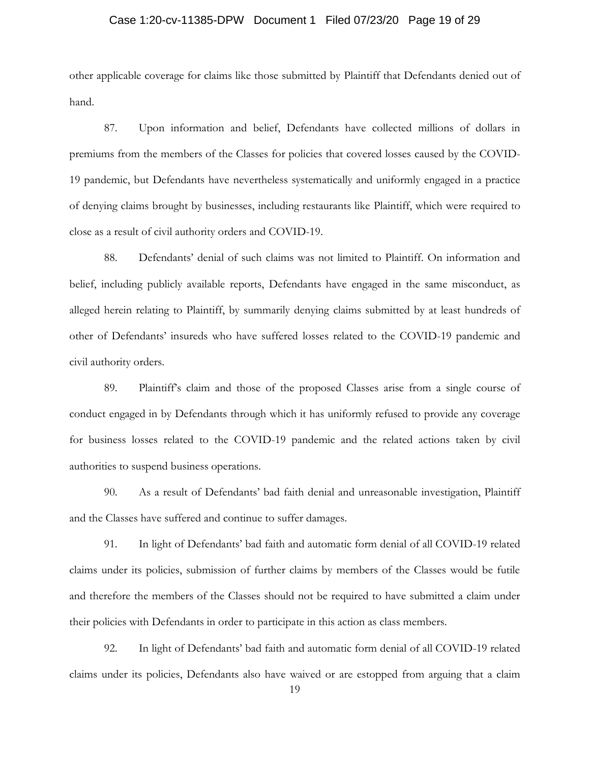other applicable coverage for claims like those submitted by Plaintiff that Defendants denied out of hand.

87. Upon information and belief, Defendants have collected millions of dollars in premiums from the members of the Classes for policies that covered losses caused by the COVID-19 pandemic, but Defendants have nevertheless systematically and uniformly engaged in a practice of denying claims brought by businesses, including restaurants like Plaintiff, which were required to close as a result of civil authority orders and COVID-19.

88. Defendants' denial of such claims was not limited to Plaintiff. On information and belief, including publicly available reports, Defendants have engaged in the same misconduct, as alleged herein relating to Plaintiff, by summarily denying claims submitted by at least hundreds of other of Defendants' insureds who have suffered losses related to the COVID-19 pandemic and civil authority orders.

89. Plaintiff's claim and those of the proposed Classes arise from a single course of conduct engaged in by Defendants through which it has uniformly refused to provide any coverage for business losses related to the COVID-19 pandemic and the related actions taken by civil authorities to suspend business operations.

90. As a result of Defendants' bad faith denial and unreasonable investigation, Plaintiff and the Classes have suffered and continue to suffer damages.

91. In light of Defendants' bad faith and automatic form denial of all COVID-19 related claims under its policies, submission of further claims by members of the Classes would be futile and therefore the members of the Classes should not be required to have submitted a claim under their policies with Defendants in order to participate in this action as class members.

92. In light of Defendants' bad faith and automatic form denial of all COVID-19 related claims under its policies, Defendants also have waived or are estopped from arguing that a claim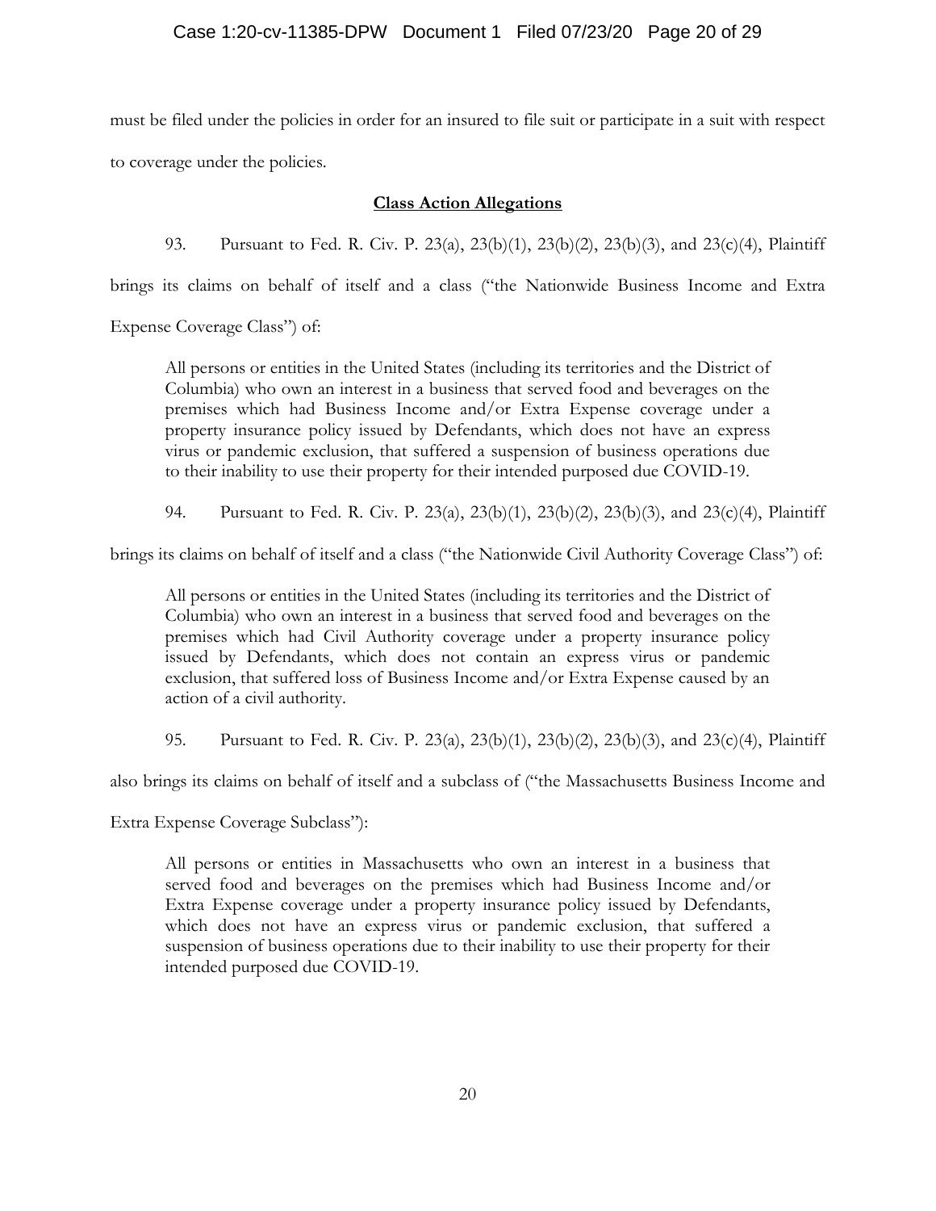must be filed under the policies in order for an insured to file suit or participate in a suit with respect to coverage under the policies.

## **Class Action Allegations**

93. Pursuant to Fed. R. Civ. P. 23(a), 23(b)(1), 23(b)(2), 23(b)(3), and 23(c)(4), Plaintiff brings its claims on behalf of itself and a class ("the Nationwide Business Income and Extra Expense Coverage Class") of:

> All persons or entities in the United States (including its territories and the District of Columbia) who own an interest in a business that served food and beverages on the premises which had Business Income and/or Extra Expense coverage under a property insurance policy issued by Defendants, which does not have an express virus or pandemic exclusion, that suffered a suspension of business operations due to their inability to use their property for their intended purposed due COVID-19.

94. Pursuant to Fed. R. Civ. P. 23(a), 23(b)(1), 23(b)(2), 23(b)(3), and 23(c)(4), Plaintiff brings its claims on behalf of itself and a class ("the Nationwide Civil Authority Coverage Class") of:

> All persons or entities in the United States (including its territories and the District of Columbia) who own an interest in a business that served food and beverages on the premises which had Civil Authority coverage under a property insurance policy issued by Defendants, which does not contain an express virus or pandemic exclusion, that suffered loss of Business Income and/or Extra Expense caused by an action of a civil authority.

95. Pursuant to Fed. R. Civ. P. 23(a), 23(b)(1), 23(b)(2), 23(b)(3), and 23(c)(4), Plaintiff also brings its claims on behalf of itself and a subclass of ("the Massachusetts Business Income and Extra Expense Coverage Subclass"):

> All persons or entities in Massachusetts who own an interest in a business that served food and beverages on the premises which had Business Income and/or Extra Expense coverage under a property insurance policy issued by Defendants, which does not have an express virus or pandemic exclusion, that suffered a suspension of business operations due to their inability to use their property for their intended purposed due COVID-19.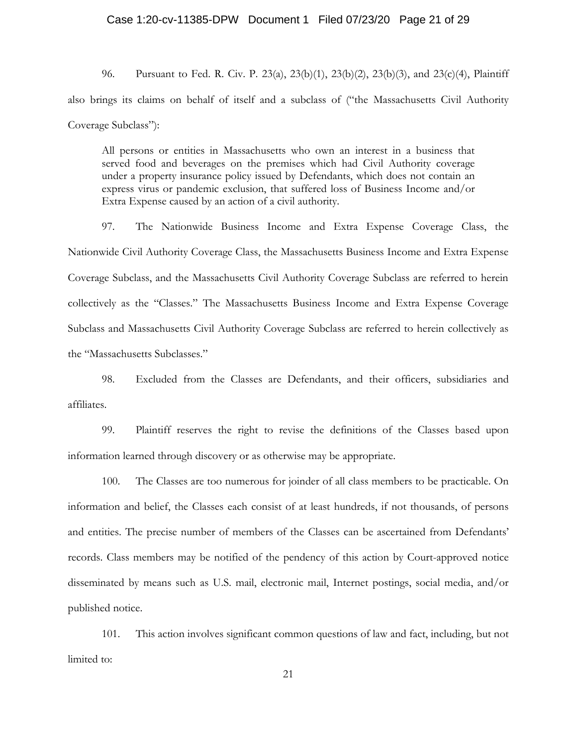96. Pursuant to Fed. R. Civ. P. 23(a), 23(b)(1), 23(b)(2), 23(b)(3), and 23(c)(4), Plaintiff also brings its claims on behalf of itself and a subclass of ("the Massachusetts Civil Authority Coverage Subclass"):

> All persons or entities in Massachusetts who own an interest in a business that served food and beverages on the premises which had Civil Authority coverage under a property insurance policy issued by Defendants, which does not contain an express virus or pandemic exclusion, that suffered loss of Business Income and/or Extra Expense caused by an action of a civil authority.

97. The Nationwide Business Income and Extra Expense Coverage Class, the Nationwide Civil Authority Coverage Class, the Massachusetts Business Income and Extra Expense Coverage Subclass, and the Massachusetts Civil Authority Coverage Subclass are referred to herein collectively as the "Classes." The Massachusetts Business Income and Extra Expense Coverage Subclass and Massachusetts Civil Authority Coverage Subclass are referred to herein collectively as the "Massachusetts Subclasses."

98. Excluded from the Classes are Defendants, and their officers, subsidiaries and affiliates.

99. Plaintiff reserves the right to revise the definitions of the Classes based upon information learned through discovery or as otherwise may be appropriate.

100. The Classes are too numerous for joinder of all class members to be practicable. On information and belief, the Classes each consist of at least hundreds, if not thousands, of persons and entities. The precise number of members of the Classes can be ascertained from Defendants' records. Class members may be notified of the pendency of this action by Court-approved notice disseminated by means such as U.S. mail, electronic mail, Internet postings, social media, and/or published notice.

101. This action involves significant common questions of law and fact, including, but not limited to: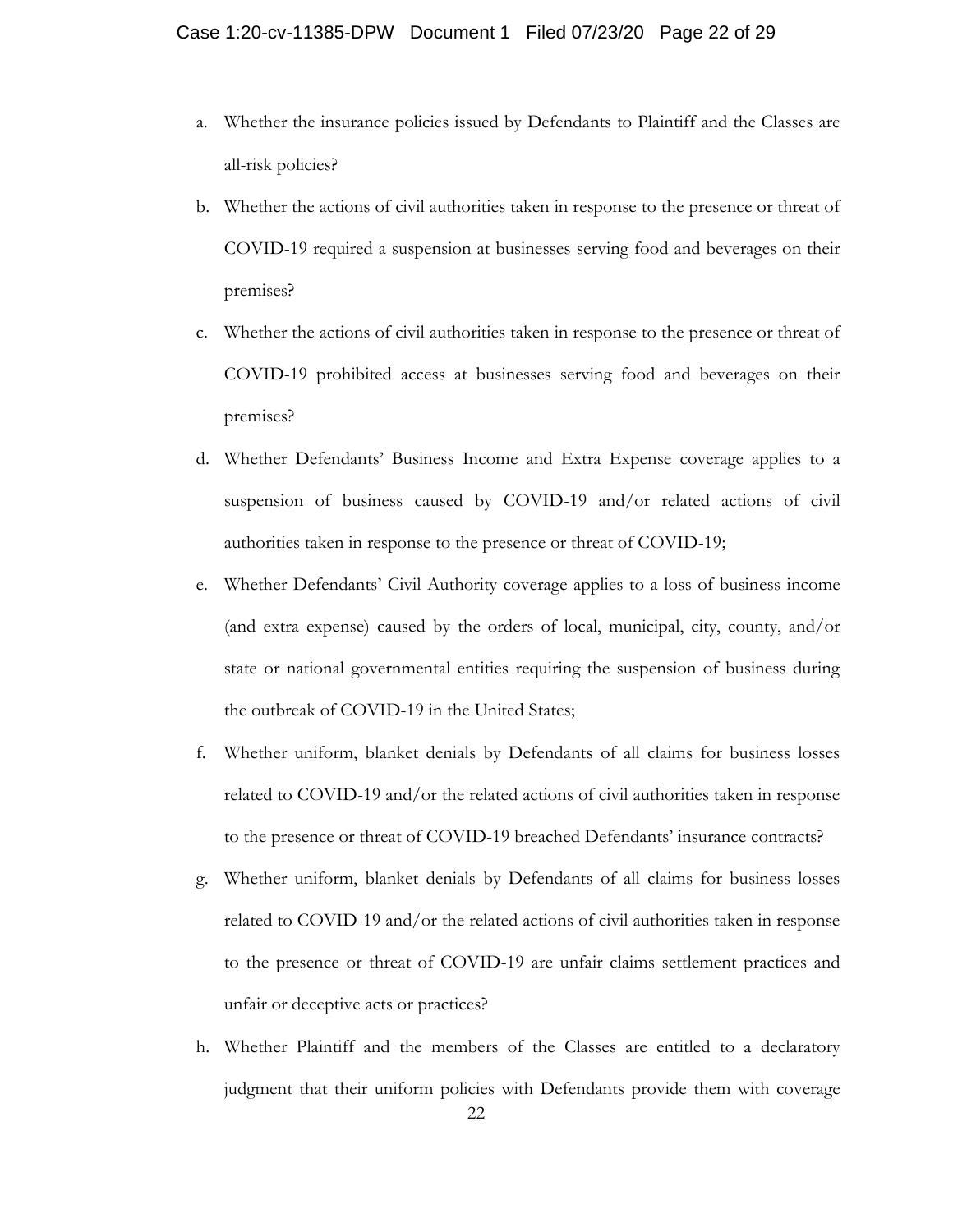a. Whether the insurance policies issued by Defendants to Plaintiff and the Classes are all-risk policies?

b. Whether the actions of civil authorities taken in response to the presence or threat of COVID-19 required a suspension at businesses serving food and beverages on their premises?

c. Whether the actions of civil authorities taken in response to the presence or threat of COVID-19 prohibited access at businesses serving food and beverages on their premises?

d. Whether Defendants' Business Income and Extra Expense coverage applies to a suspension of business caused by COVID-19 and/or related actions of civil authorities taken in response to the presence or threat of COVID-19;

e. Whether Defendants' Civil Authority coverage applies to a loss of business income (and extra expense) caused by the orders of local, municipal, city, county, and/or state or national governmental entities requiring the suspension of business during the outbreak of COVID-19 in the United States;

f. Whether uniform, blanket denials by Defendants of all claims for business losses related to COVID-19 and/or the related actions of civil authorities taken in response to the presence or threat of COVID-19 breached Defendants' insurance contracts?

g. Whether uniform, blanket denials by Defendants of all claims for business losses related to COVID-19 and/or the related actions of civil authorities taken in response to the presence or threat of COVID-19 are unfair claims settlement practices and unfair or deceptive acts or practices?

h. Whether Plaintiff and the members of the Classes are entitled to a declaratory judgment that their uniform policies with Defendants provide them with coverage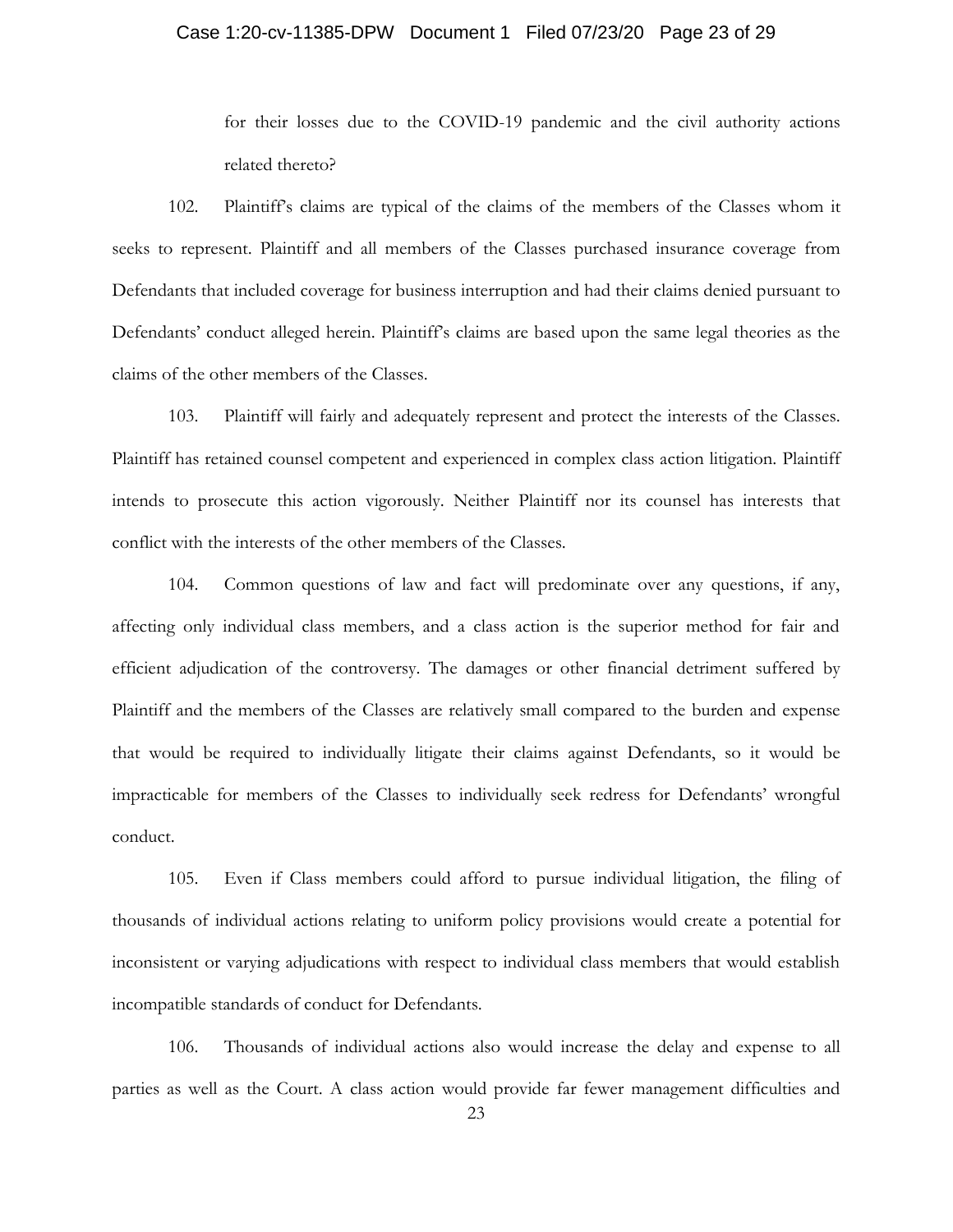for their losses due to the COVID-19 pandemic and the civil authority actions related thereto?

102. Plaintiff's claims are typical of the claims of the members of the Classes whom it seeks to represent. Plaintiff and all members of the Classes purchased insurance coverage from Defendants that included coverage for business interruption and had their claims denied pursuant to Defendants' conduct alleged herein. Plaintiff's claims are based upon the same legal theories as the claims of the other members of the Classes.

103. Plaintiff will fairly and adequately represent and protect the interests of the Classes. Plaintiff has retained counsel competent and experienced in complex class action litigation. Plaintiff intends to prosecute this action vigorously. Neither Plaintiff nor its counsel has interests that conflict with the interests of the other members of the Classes.

104. Common questions of law and fact will predominate over any questions, if any, affecting only individual class members, and a class action is the superior method for fair and efficient adjudication of the controversy. The damages or other financial detriment suffered by Plaintiff and the members of the Classes are relatively small compared to the burden and expense that would be required to individually litigate their claims against Defendants, so it would be impracticable for members of the Classes to individually seek redress for Defendants' wrongful conduct.

105. Even if Class members could afford to pursue individual litigation, the filing of thousands of individual actions relating to uniform policy provisions would create a potential for inconsistent or varying adjudications with respect to individual class members that would establish incompatible standards of conduct for Defendants.

106. Thousands of individual actions also would increase the delay and expense to all parties as well as the Court. A class action would provide far fewer management difficulties and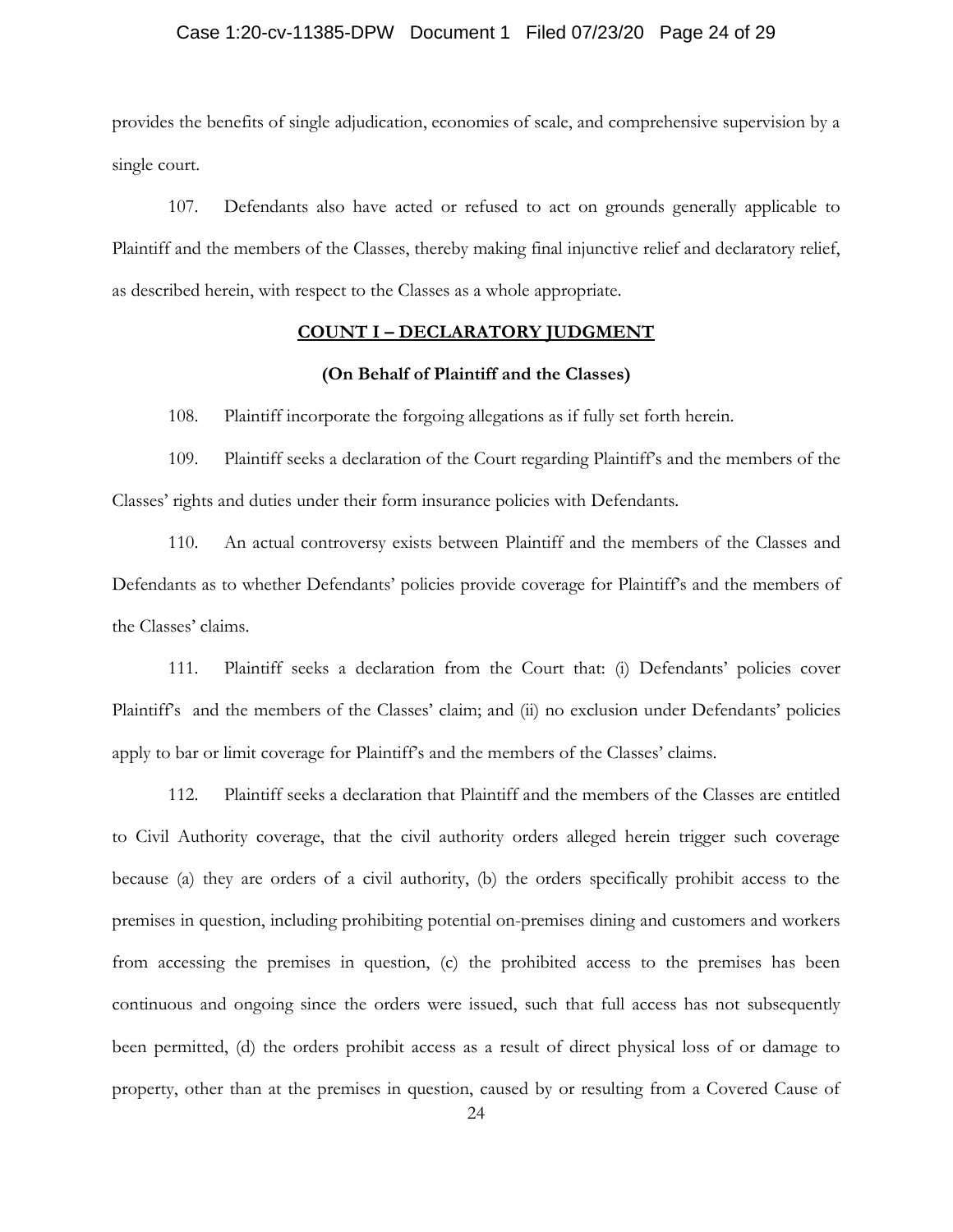provides the benefits of single adjudication, economies of scale, and comprehensive supervision by a single court.

107. Defendants also have acted or refused to act on grounds generally applicable to Plaintiff and the members of the Classes, thereby making final injunctive relief and declaratory relief, as described herein, with respect to the Classes as a whole appropriate.

**COUNT I – DECLARATORY JUDGMENT**

**(On Behalf of Plaintiff and the Classes)**

108. Plaintiff incorporate the forgoing allegations as if fully set forth herein.

109. Plaintiff seeks a declaration of the Court regarding Plaintiff's and the members of the Classes' rights and duties under their form insurance policies with Defendants.

110. An actual controversy exists between Plaintiff and the members of the Classes and Defendants as to whether Defendants' policies provide coverage for Plaintiff's and the members of the Classes' claims.

111. Plaintiff seeks a declaration from the Court that: (i) Defendants' policies cover Plaintiff's and the members of the Classes' claim; and (ii) no exclusion under Defendants' policies apply to bar or limit coverage for Plaintiff's and the members of the Classes' claims.

112. Plaintiff seeks a declaration that Plaintiff and the members of the Classes are entitled to Civil Authority coverage, that the civil authority orders alleged herein trigger such coverage because (a) they are orders of a civil authority, (b) the orders specifically prohibit access to the premises in question, including prohibiting potential on-premises dining and customers and workers from accessing the premises in question, (c) the prohibited access to the premises has been continuous and ongoing since the orders were issued, such that full access has not subsequently been permitted, (d) the orders prohibit access as a result of direct physical loss of or damage to property, other than at the premises in question, caused by or resulting from a Covered Cause of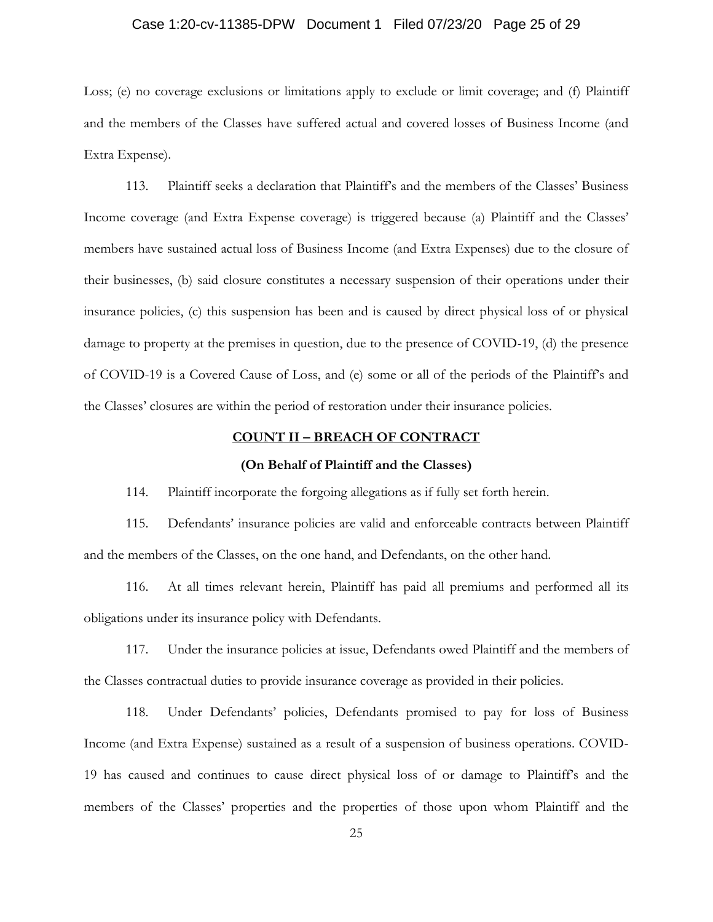Loss; (e) no coverage exclusions or limitations apply to exclude or limit coverage; and (f) Plaintiff and the members of the Classes have suffered actual and covered losses of Business Income (and Extra Expense).

113. Plaintiff seeks a declaration that Plaintiff's and the members of the Classes' Business Income coverage (and Extra Expense coverage) is triggered because (a) Plaintiff and the Classes' members have sustained actual loss of Business Income (and Extra Expenses) due to the closure of their businesses, (b) said closure constitutes a necessary suspension of their operations under their insurance policies, (c) this suspension has been and is caused by direct physical loss of or physical damage to property at the premises in question, due to the presence of COVID-19, (d) the presence of COVID-19 is a Covered Cause of Loss, and (e) some or all of the periods of the Plaintiff's and the Classes' closures are within the period of restoration under their insurance policies.

**<u>COUNT II – BREACH OF CONTRACT</u>**

**(On Behalf of Plaintiff and the Classes)**

114. Plaintiff incorporate the forgoing allegations as if fully set forth herein.

115. Defendants' insurance policies are valid and enforceable contracts between Plaintiff and the members of the Classes, on the one hand, and Defendants, on the other hand.

116. At all times relevant herein, Plaintiff has paid all premiums and performed all its obligations under its insurance policy with Defendants.

117. Under the insurance policies at issue, Defendants owed Plaintiff and the members of the Classes contractual duties to provide insurance coverage as provided in their policies.

118. Under Defendants' policies, Defendants promised to pay for loss of Business Income (and Extra Expense) sustained as a result of a suspension of business operations. COVID-19 has caused and continues to cause direct physical loss of or damage to Plaintiff's and the members of the Classes' properties and the properties of those upon whom Plaintiff and the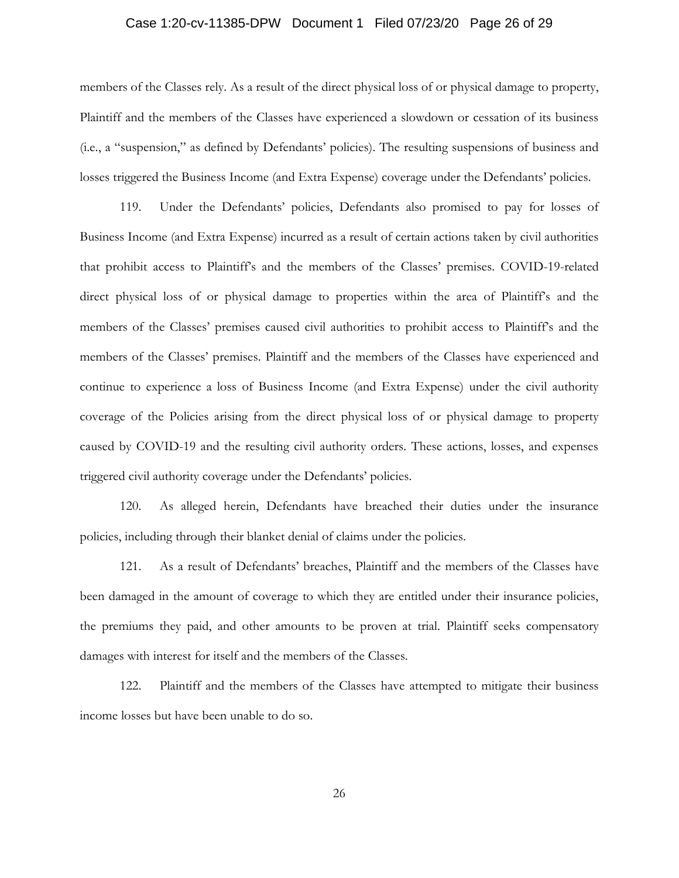members of the Classes rely. As a result of the direct physical loss of or physical damage to property, Plaintiff and the members of the Classes have experienced a slowdown or cessation of its business (i.e., a "suspension," as defined by Defendants' policies). The resulting suspensions of business and losses triggered the Business Income (and Extra Expense) coverage under the Defendants' policies.

119. Under the Defendants' policies, Defendants also promised to pay for losses of Business Income (and Extra Expense) incurred as a result of certain actions taken by civil authorities that prohibit access to Plaintiff's and the members of the Classes' premises. COVID-19-related direct physical loss of or physical damage to properties within the area of Plaintiff's and the members of the Classes' premises caused civil authorities to prohibit access to Plaintiff's and the members of the Classes' premises. Plaintiff and the members of the Classes have experienced and continue to experience a loss of Business Income (and Extra Expense) under the civil authority coverage of the Policies arising from the direct physical loss of or physical damage to property caused by COVID-19 and the resulting civil authority orders. These actions, losses, and expenses triggered civil authority coverage under the Defendants' policies.

120. As alleged herein, Defendants have breached their duties under the insurance policies, including through their blanket denial of claims under the policies.

121. As a result of Defendants' breaches, Plaintiff and the members of the Classes have been damaged in the amount of coverage to which they are entitled under their insurance policies, the premiums they paid, and other amounts to be proven at trial. Plaintiff seeks compensatory damages with interest for itself and the members of the Classes.

122. Plaintiff and the members of the Classes have attempted to mitigate their business income losses but have been unable to do so.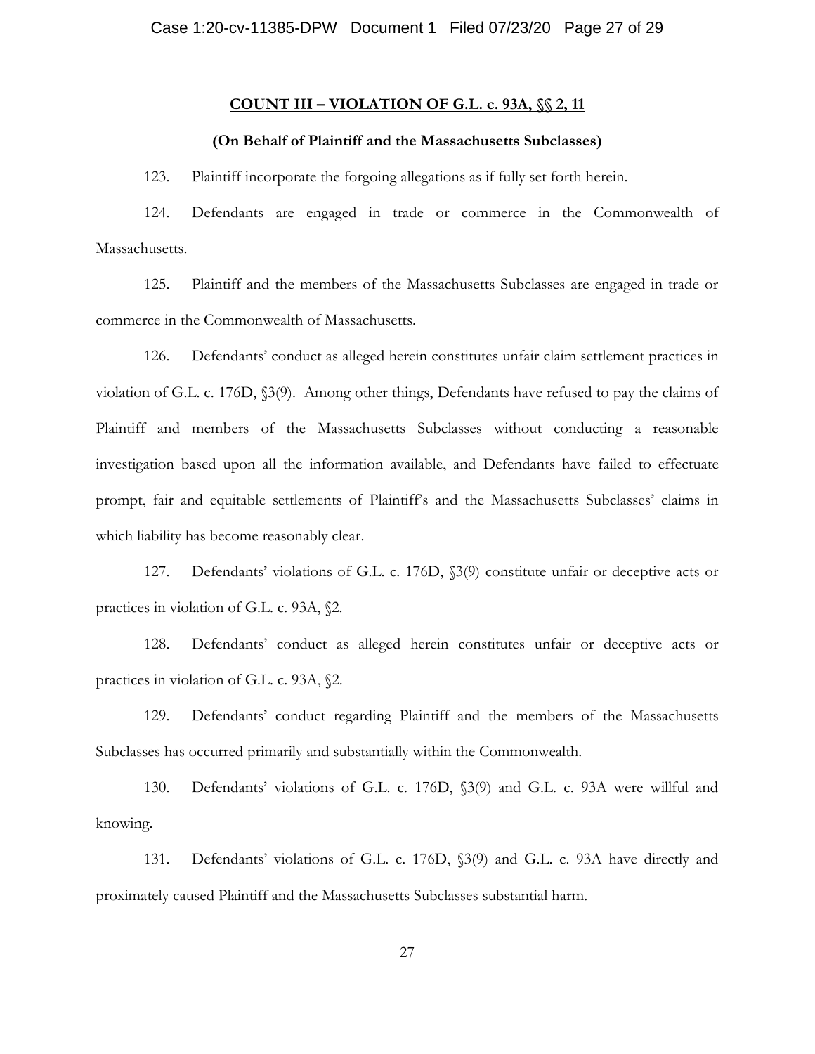**COUNT III – VIOLATION OF G.L. c. 93A, §§ 2, 11**

**(On Behalf of Plaintiff and the Massachusetts Subclasses)**

123. Plaintiff incorporate the forgoing allegations as if fully set forth herein.

124. Defendants are engaged in trade or commerce in the Commonwealth of Massachusetts.

125. Plaintiff and the members of the Massachusetts Subclasses are engaged in trade or commerce in the Commonwealth of Massachusetts.

126. Defendants' conduct as alleged herein constitutes unfair claim settlement practices in violation of G.L. c. 176D, §3(9). Among other things, Defendants have refused to pay the claims of Plaintiff and members of the Massachusetts Subclasses without conducting a reasonable investigation based upon all the information available, and Defendants have failed to effectuate prompt, fair and equitable settlements of Plaintiff's and the Massachusetts Subclasses' claims in which liability has become reasonably clear.

127. Defendants' violations of G.L. c. 176D, §3(9) constitute unfair or deceptive acts or practices in violation of G.L. c. 93A, §2.

128. Defendants' conduct as alleged herein constitutes unfair or deceptive acts or practices in violation of G.L. c. 93A, §2.

129. Defendants' conduct regarding Plaintiff and the members of the Massachusetts Subclasses has occurred primarily and substantially within the Commonwealth.

130. Defendants' violations of G.L. c. 176D, §3(9) and G.L. c. 93A were willful and knowing.

131. Defendants' violations of G.L. c. 176D, §3(9) and G.L. c. 93A have directly and proximately caused Plaintiff and the Massachusetts Subclasses substantial harm.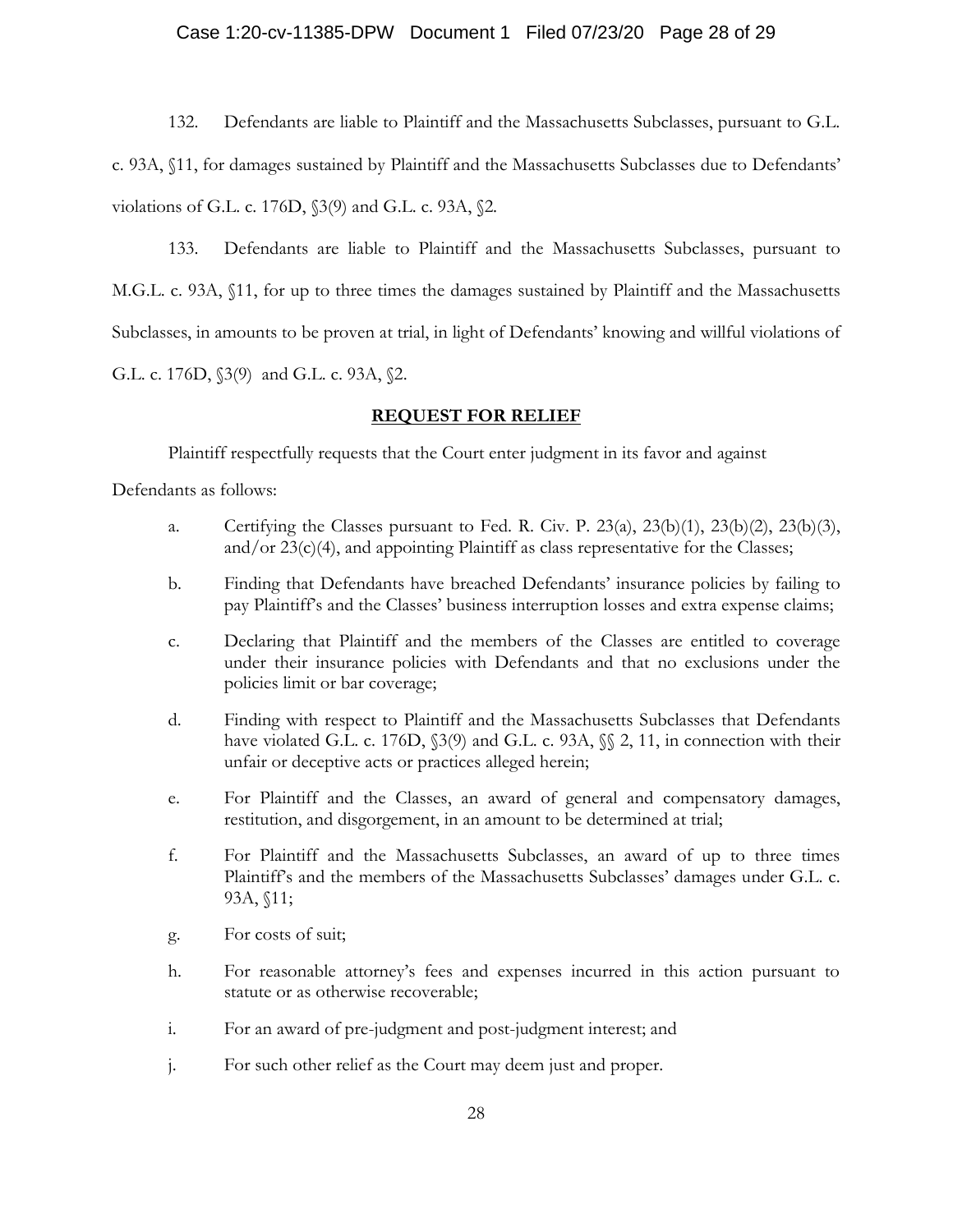132. Defendants are liable to Plaintiff and the Massachusetts Subclasses, pursuant to G.L. c. 93A, §11, for damages sustained by Plaintiff and the Massachusetts Subclasses due to Defendants' violations of G.L. c. 176D, §3(9) and G.L. c. 93A, §2.

133. Defendants are liable to Plaintiff and the Massachusetts Subclasses, pursuant to M.G.L. c. 93A, §11, for up to three times the damages sustained by Plaintiff and the Massachusetts Subclasses, in amounts to be proven at trial, in light of Defendants' knowing and willful violations of G.L. c. 176D, §3(9) and G.L. c. 93A, §2.

## REQUEST FOR RELIEF

Plaintiff respectfully requests that the Court enter judgment in its favor and against Defendants as follows:

a. Certifying the Classes pursuant to Fed. R. Civ. P. 23(a), 23(b)(1), 23(b)(2), 23(b)(3), and/or 23(c)(4), and appointing Plaintiff as class representative for the Classes;

b. Finding that Defendants have breached Defendants' insurance policies by failing to pay Plaintiff's and the Classes' business interruption losses and extra expense claims;

c. Declaring that Plaintiff and the members of the Classes are entitled to coverage under their insurance policies with Defendants and that no exclusions under the policies limit or bar coverage;

d. Finding with respect to Plaintiff and the Massachusetts Subclasses that Defendants have violated G.L. c. 176D, §3(9) and G.L. c. 93A, §§ 2, 11, in connection with their unfair or deceptive acts or practices alleged herein;

e. For Plaintiff and the Classes, an award of general and compensatory damages, restitution, and disgorgement, in an amount to be determined at trial;

f. For Plaintiff and the Massachusetts Subclasses, an award of up to three times Plaintiff's and the members of the Massachusetts Subclasses' damages under G.L. c. 93A, §11;

g. For costs of suit;

h. For reasonable attorney's fees and expenses incurred in this action pursuant to statute or as otherwise recoverable;

i. For an award of pre-judgment and post-judgment interest; and

j. For such other relief as the Court may deem just and proper.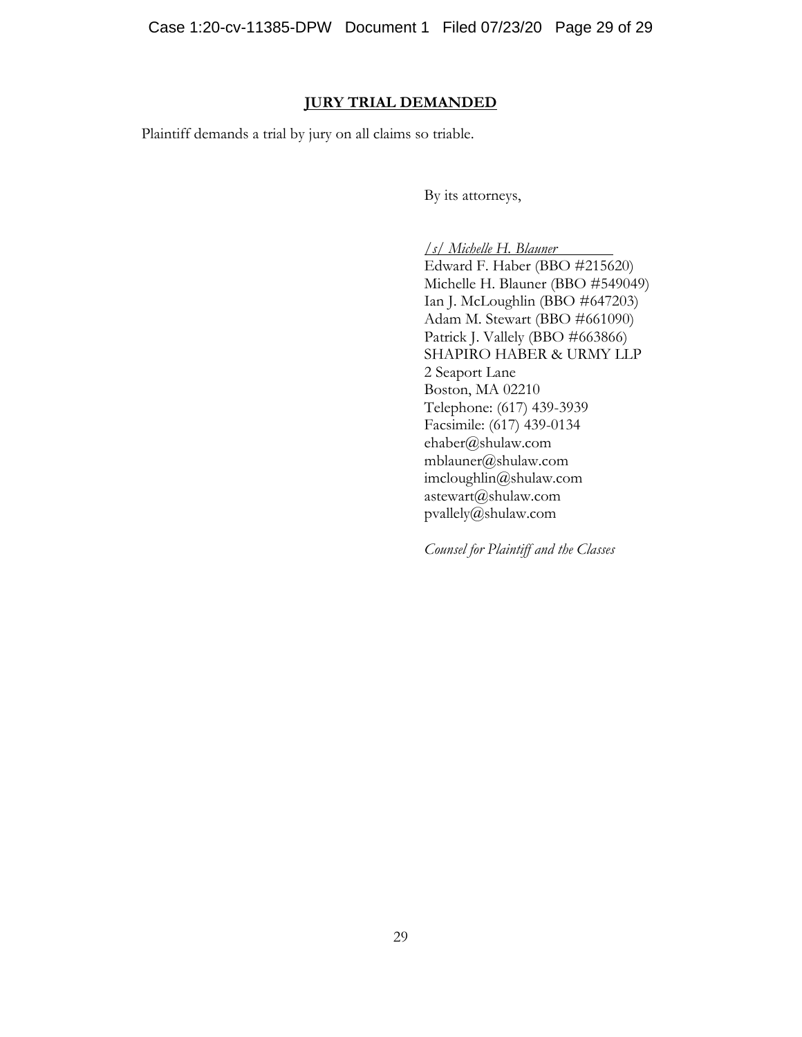**JURY TRIAL DEMANDED**

Plaintiff demands a trial by jury on all claims so triable.

By its attorneys,

*/s/ Michelle H. Blauner*
Edward F. Haber (BBO #215620)
Michelle H. Blauner (BBO #549049)
Ian J. McLoughlin (BBO #647203)
Adam M. Stewart (BBO #661090)
Patrick J. Vallely (BBO #663866)
SHAPIRO HABER & URMY LLP
2 Seaport Lane
Boston, MA 02210
Telephone: (617) 439-3939
Facsimile: (617) 439-0134
ehaber@shulaw.com
mblauner@shulaw.com
imcloughlin@shulaw.com
astewart@shulaw.com
pvallely@shulaw.com

*Counsel for Plaintiff and the Classes*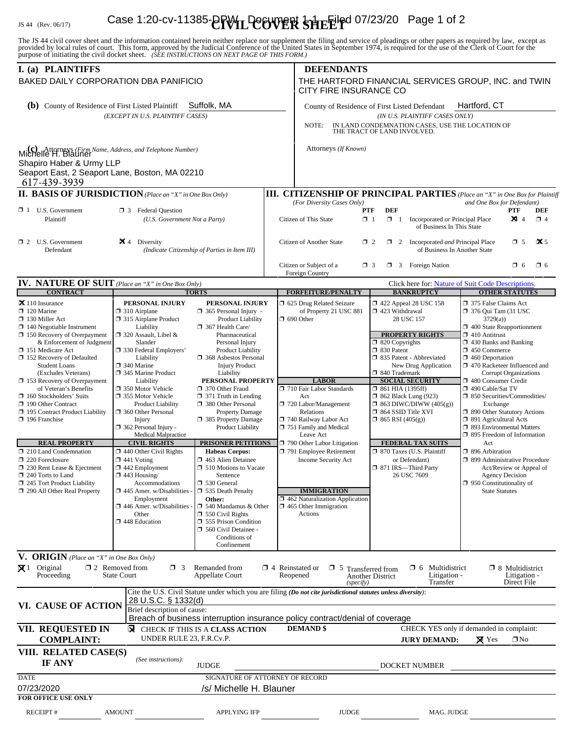JS 44 (Rev. 06/17)

# CIVIL COVER SHEET

The JS 44 civil cover sheet and the information contained herein neither replace nor supplement the filing and service of pleadings or other papers as required by law, except as provided by local rules of court. This form, approved by the Judicial Conference of the United States in September 1974, is required for the use of the Clerk of Court for the purpose of initiating the civil docket sheet. *(SEE INSTRUCTIONS ON NEXT PAGE OF THIS FORM.)*

## I. (a) PLAINTIFFS

BAKED DAILY CORPORATION DBA PANIFICIO

## DEFENDANTS

THE HARTFORD FINANCIAL SERVICES GROUP, INC. and TWIN CITY FIRE INSURANCE CO

**(b)** County of Residence of First Listed Plaintiff: Suffolk, MA
*(EXCEPT IN U.S. PLAINTIFF CASES)*

County of Residence of First Listed Defendant: Hartford, CT
*(IN U.S. PLAINTIFF CASES ONLY)*

NOTE: IN LAND CONDEMNATION CASES, USE THE LOCATION OF THE TRACT OF LAND INVOLVED.

**(c)** Attorneys *(Firm Name, Address, and Telephone Number)*
Michelle H. Blauner
Shapiro Haber & Urmy LLP
Seaport East, 2 Seaport Lane, Boston, MA 02210
617-439-3939

Attorneys *(If Known)*

## II. BASIS OF JURISDICTION *(Place an "X" in One Box Only)*

- ☐ 1 U.S. Government Plaintiff
- ☐ 3 Federal Question *(U.S. Government Not a Party)*
- ☐ 2 U.S. Government Defendant
- ☒ 4 Diversity *(Indicate Citizenship of Parties in Item III)*

## III. CITIZENSHIP OF PRINCIPAL PARTIES *(Place an "X" in One Box for Plaintiff and One Box for Defendant)* *(For Diversity Cases Only)*

| | PTF | DEF | | PTF | DEF |
|---|---|---|---|---|---|
| Citizen of This State | ☐ 1 | ☐ 1 | Incorporated *or* Principal Place of Business In This State | ☒ 4 | ☐ 4 |
| Citizen of Another State | ☐ 2 | ☐ 2 | Incorporated *and* Principal Place of Business In Another State | ☐ 5 | ☒ 5 |
| Citizen or Subject of a Foreign Country | ☐ 3 | ☐ 3 | Foreign Nation | ☐ 6 | ☐ 6 |

## IV. NATURE OF SUIT *(Place an "X" in One Box Only)*

Click here for: Nature of Suit Code Descriptions.

| CONTRACT | TORTS – PERSONAL INJURY | TORTS – PERSONAL INJURY | FORFEITURE/PENALTY | BANKRUPTCY | OTHER STATUTES |
|---|---|---|---|---|---|
| ☒ 110 Insurance | ☐ 310 Airplane | ☐ 365 Personal Injury - Product Liability | ☐ 625 Drug Related Seizure of Property 21 USC 881 | ☐ 422 Appeal 28 USC 158 | ☐ 375 False Claims Act |
| ☐ 120 Marine | ☐ 315 Airplane Product Liability | ☐ 367 Health Care/ Pharmaceutical Personal Injury Product Liability | ☐ 690 Other | ☐ 423 Withdrawal 28 USC 157 | ☐ 376 Qui Tam (31 USC 3729(a)) |
| ☐ 130 Miller Act | ☐ 320 Assault, Libel & Slander | ☐ 368 Asbestos Personal Injury Product Liability | | **PROPERTY RIGHTS** | ☐ 400 State Reapportionment |
| ☐ 140 Negotiable Instrument | ☐ 330 Federal Employers' Liability | **PERSONAL PROPERTY** | | ☐ 820 Copyrights | ☐ 410 Antitrust |
| ☐ 150 Recovery of Overpayment & Enforcement of Judgment | ☐ 340 Marine | ☐ 370 Other Fraud | **LABOR** | ☐ 830 Patent | ☐ 430 Banks and Banking |
| ☐ 151 Medicare Act | ☐ 345 Marine Product Liability | ☐ 371 Truth in Lending | ☐ 710 Fair Labor Standards Act | ☐ 835 Patent - Abbreviated New Drug Application | ☐ 450 Commerce |
| ☐ 152 Recovery of Defaulted Student Loans (Excludes Veterans) | ☐ 350 Motor Vehicle | ☐ 380 Other Personal Property Damage | ☐ 720 Labor/Management Relations | ☐ 840 Trademark | ☐ 460 Deportation |
| ☐ 153 Recovery of Overpayment of Veteran's Benefits | ☐ 355 Motor Vehicle Product Liability | ☐ 385 Property Damage Product Liability | ☐ 740 Railway Labor Act | **SOCIAL SECURITY** | ☐ 470 Racketeer Influenced and Corrupt Organizations |
| ☐ 160 Stockholders' Suits | ☐ 360 Other Personal Injury | | ☐ 751 Family and Medical Leave Act | ☐ 861 HIA (1395ff) | ☐ 480 Consumer Credit |
| ☐ 190 Other Contract | ☐ 362 Personal Injury - Medical Malpractice | | ☐ 790 Other Labor Litigation | ☐ 862 Black Lung (923) | ☐ 490 Cable/Sat TV |
| ☐ 195 Contract Product Liability | | | ☐ 791 Employee Retirement Income Security Act | ☐ 863 DIWC/DIWW (405(g)) | ☐ 850 Securities/Commodities/ Exchange |
| ☐ 196 Franchise | | | | ☐ 864 SSID Title XVI | ☐ 890 Other Statutory Actions |
| | | | | ☐ 865 RSI (405(g)) | ☐ 891 Agricultural Acts |
| | | | | | ☐ 893 Environmental Matters |
| | | | | | ☐ 895 Freedom of Information Act |

| REAL PROPERTY | CIVIL RIGHTS | PRISONER PETITIONS | IMMIGRATION | FEDERAL TAX SUITS | OTHER STATUTES |
|---|---|---|---|---|---|
| ☐ 210 Land Condemnation | ☐ 440 Other Civil Rights | **Habeas Corpus:** | ☐ 462 Naturalization Application | ☐ 870 Taxes (U.S. Plaintiff or Defendant) | ☐ 896 Arbitration |
| ☐ 220 Foreclosure | ☐ 441 Voting | ☐ 463 Alien Detainee | ☐ 465 Other Immigration Actions | ☐ 871 IRS—Third Party 26 USC 7609 | ☐ 899 Administrative Procedure Act/Review or Appeal of Agency Decision |
| ☐ 230 Rent Lease & Ejectment | ☐ 442 Employment | ☐ 510 Motions to Vacate Sentence | | | ☐ 950 Constitutionality of State Statutes |
| ☐ 240 Torts to Land | ☐ 443 Housing/ Accommodations | ☐ 530 General | | | |
| ☐ 245 Tort Product Liability | ☐ 445 Amer. w/Disabilities - Employment | ☐ 535 Death Penalty | | | |
| ☐ 290 All Other Real Property | ☐ 446 Amer. w/Disabilities - Other | **Other:** | | | |
| | ☐ 448 Education | ☐ 540 Mandamus & Other | | | |
| | | ☐ 550 Civil Rights | | | |
| | | ☐ 555 Prison Condition | | | |
| | | ☐ 560 Civil Detainee - Conditions of Confinement | | | |

## V. ORIGIN *(Place an "X" in One Box Only)*

- ☒ 1 Original Proceeding
- ☐ 2 Removed from State Court
- ☐ 3 Remanded from Appellate Court
- ☐ 4 Reinstated or Reopened
- ☐ 5 Transferred from Another District *(specify)*
- ☐ 6 Multidistrict Litigation - Transfer
- ☐ 8 Multidistrict Litigation - Direct File

## VI. CAUSE OF ACTION

Cite the U.S. Civil Statute under which you are filing *(Do not cite jurisdictional statutes unless diversity)*:
28 U.S.C. § 1332(d)

Brief description of cause:
Breach of business interruption insurance policy contract/denial of coverage

## VII. REQUESTED IN COMPLAINT:

☒ CHECK IF THIS IS A **CLASS ACTION** UNDER RULE 23, F.R.Cv.P.

**DEMAND $**

CHECK YES only if demanded in complaint:
**JURY DEMAND:** ☒ Yes ☐ No

## VIII. RELATED CASE(S) IF ANY

*(See instructions):*
JUDGE
DOCKET NUMBER

DATE: 07/23/2020

SIGNATURE OF ATTORNEY OF RECORD: /s/ Michelle H. Blauner

**FOR OFFICE USE ONLY**

RECEIPT # AMOUNT APPLYING IFP JUDGE MAG. JUDGE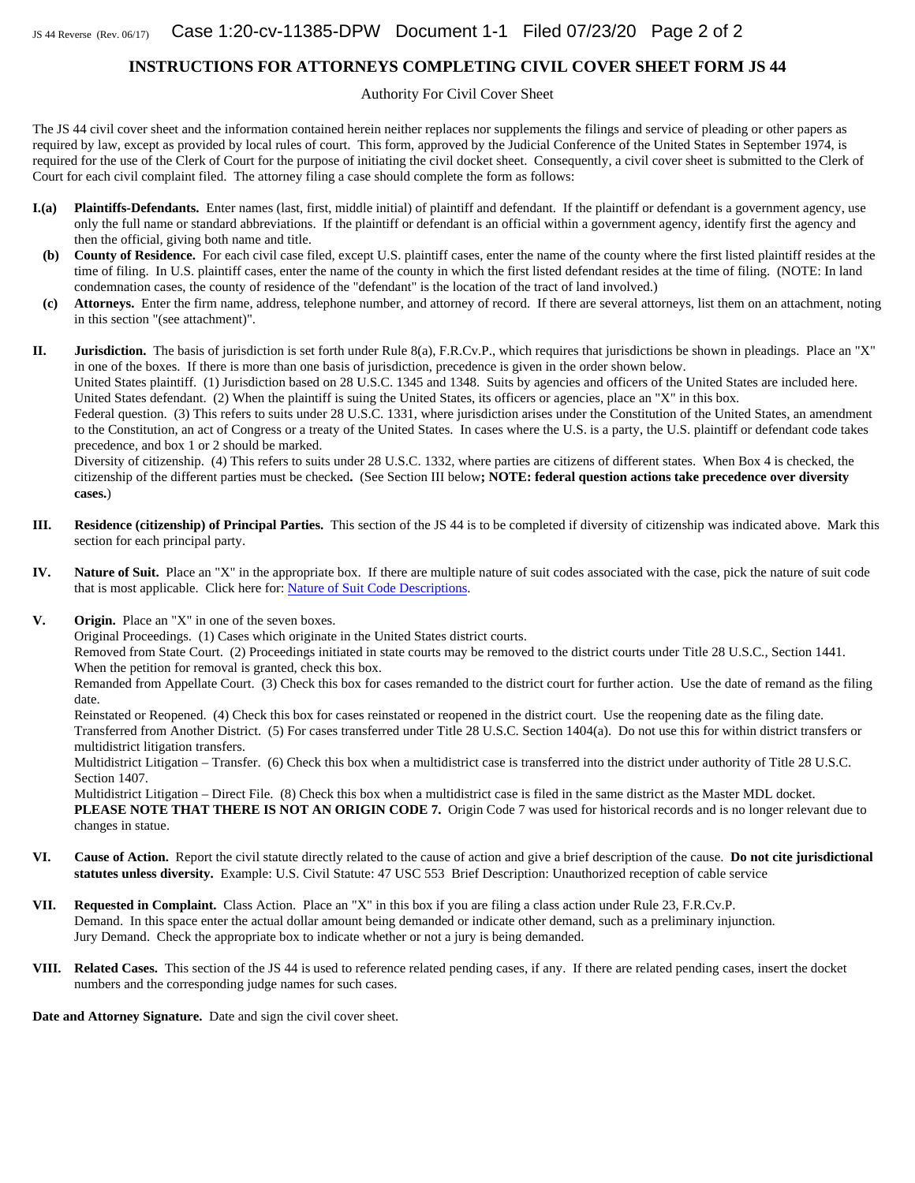# INSTRUCTIONS FOR ATTORNEYS COMPLETING CIVIL COVER SHEET FORM JS 44

Authority For Civil Cover Sheet

The JS 44 civil cover sheet and the information contained herein neither replaces nor supplements the filings and service of pleading or other papers as required by law, except as provided by local rules of court. This form, approved by the Judicial Conference of the United States in September 1974, is required for the use of the Clerk of Court for the purpose of initiating the civil docket sheet. Consequently, a civil cover sheet is submitted to the Clerk of Court for each civil complaint filed. The attorney filing a case should complete the form as follows:

**I.(a)** **Plaintiffs-Defendants.** Enter names (last, first, middle initial) of plaintiff and defendant. If the plaintiff or defendant is a government agency, use only the full name or standard abbreviations. If the plaintiff or defendant is an official within a government agency, identify first the agency and then the official, giving both name and title.

**(b)** **County of Residence.** For each civil case filed, except U.S. plaintiff cases, enter the name of the county where the first listed plaintiff resides at the time of filing. In U.S. plaintiff cases, enter the name of the county in which the first listed defendant resides at the time of filing. (NOTE: In land condemnation cases, the county of residence of the "defendant" is the location of the tract of land involved.)

**(c)** **Attorneys.** Enter the firm name, address, telephone number, and attorney of record. If there are several attorneys, list them on an attachment, noting in this section "(see attachment)".

**II.** **Jurisdiction.** The basis of jurisdiction is set forth under Rule 8(a), F.R.Cv.P., which requires that jurisdictions be shown in pleadings. Place an "X" in one of the boxes. If there is more than one basis of jurisdiction, precedence is given in the order shown below.
United States plaintiff. (1) Jurisdiction based on 28 U.S.C. 1345 and 1348. Suits by agencies and officers of the United States are included here.
United States defendant. (2) When the plaintiff is suing the United States, its officers or agencies, place an "X" in this box.
Federal question. (3) This refers to suits under 28 U.S.C. 1331, where jurisdiction arises under the Constitution of the United States, an amendment to the Constitution, an act of Congress or a treaty of the United States. In cases where the U.S. is a party, the U.S. plaintiff or defendant code takes precedence, and box 1 or 2 should be marked.
Diversity of citizenship. (4) This refers to suits under 28 U.S.C. 1332, where parties are citizens of different states. When Box 4 is checked, the citizenship of the different parties must be checked**.** (See Section III below**; NOTE: federal question actions take precedence over diversity cases.**)

**III.** **Residence (citizenship) of Principal Parties.** This section of the JS 44 is to be completed if diversity of citizenship was indicated above. Mark this section for each principal party.

**IV.** **Nature of Suit.** Place an "X" in the appropriate box. If there are multiple nature of suit codes associated with the case, pick the nature of suit code that is most applicable. Click here for: Nature of Suit Code Descriptions.

**V.** **Origin.** Place an "X" in one of the seven boxes.
Original Proceedings. (1) Cases which originate in the United States district courts.
Removed from State Court. (2) Proceedings initiated in state courts may be removed to the district courts under Title 28 U.S.C., Section 1441. When the petition for removal is granted, check this box.
Remanded from Appellate Court. (3) Check this box for cases remanded to the district court for further action. Use the date of remand as the filing date.
Reinstated or Reopened. (4) Check this box for cases reinstated or reopened in the district court. Use the reopening date as the filing date.
Transferred from Another District. (5) For cases transferred under Title 28 U.S.C. Section 1404(a). Do not use this for within district transfers or multidistrict litigation transfers.
Multidistrict Litigation – Transfer. (6) Check this box when a multidistrict case is transferred into the district under authority of Title 28 U.S.C. Section 1407.
Multidistrict Litigation – Direct File. (8) Check this box when a multidistrict case is filed in the same district as the Master MDL docket.
**PLEASE NOTE THAT THERE IS NOT AN ORIGIN CODE 7.** Origin Code 7 was used for historical records and is no longer relevant due to changes in statue.

**VI.** **Cause of Action.** Report the civil statute directly related to the cause of action and give a brief description of the cause. **Do not cite jurisdictional statutes unless diversity.** Example: U.S. Civil Statute: 47 USC 553 Brief Description: Unauthorized reception of cable service

**VII.** **Requested in Complaint.** Class Action. Place an "X" in this box if you are filing a class action under Rule 23, F.R.Cv.P.
Demand. In this space enter the actual dollar amount being demanded or indicate other demand, such as a preliminary injunction.
Jury Demand. Check the appropriate box to indicate whether or not a jury is being demanded.

**VIII.** **Related Cases.** This section of the JS 44 is used to reference related pending cases, if any. If there are related pending cases, insert the docket numbers and the corresponding judge names for such cases.

**Date and Attorney Signature.** Date and sign the civil cover sheet.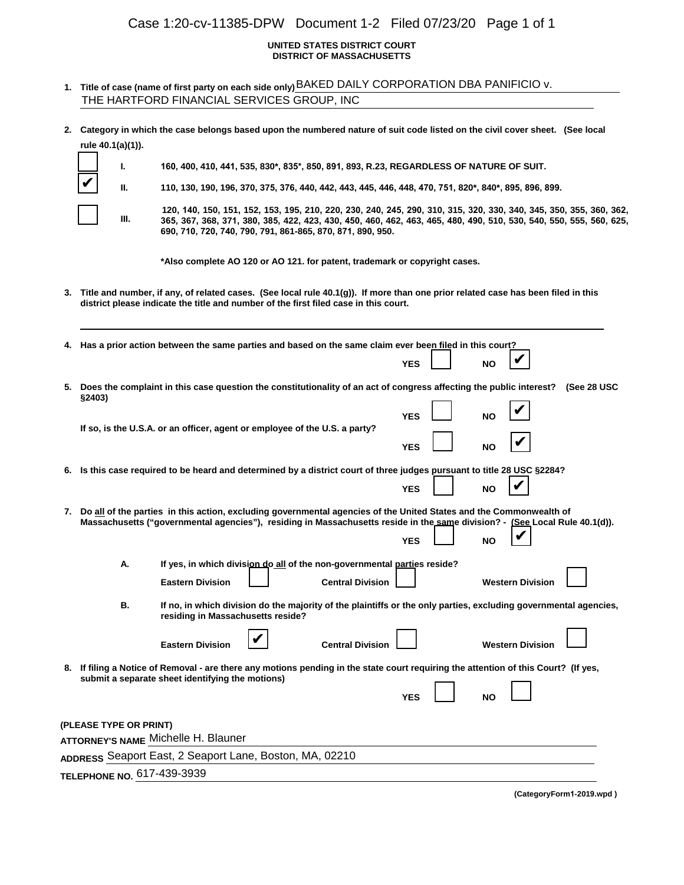**UNITED STATES DISTRICT COURT**
**DISTRICT OF MASSACHUSETTS**

1. **Title of case (name of first party on each side only)** BAKED DAILY CORPORATION DBA PANIFICIO v. THE HARTFORD FINANCIAL SERVICES GROUP, INC

2. **Category in which the case belongs based upon the numbered nature of suit code listed on the civil cover sheet. (See local rule 40.1(a)(1)).**

   ☐ **I.** **160, 400, 410, 441, 535, 830\*, 835\*, 850, 891, 893, R.23, REGARDLESS OF NATURE OF SUIT.**

   ☑ **II.** **110, 130, 190, 196, 370, 375, 376, 440, 442, 443, 445, 446, 448, 470, 751, 820\*, 840\*, 895, 896, 899.**

   ☐ **III.** **120, 140, 150, 151, 152, 153, 195, 210, 220, 230, 240, 245, 290, 310, 315, 320, 330, 340, 345, 350, 355, 360, 362, 365, 367, 368, 371, 380, 385, 422, 423, 430, 450, 460, 462, 463, 465, 480, 490, 510, 530, 540, 550, 555, 560, 625, 690, 710, 720, 740, 790, 791, 861-865, 870, 871, 890, 950.**

   **\*Also complete AO 120 or AO 121. for patent, trademark or copyright cases.**

3. **Title and number, if any, of related cases. (See local rule 40.1(g)). If more than one prior related case has been filed in this district please indicate the title and number of the first filed case in this court.**

   ______________________________

4. **Has a prior action between the same parties and based on the same claim ever been filed in this court?**

   **YES** ☐ **NO** ☑

5. **Does the complaint in this case question the constitutionality of an act of congress affecting the public interest? (See 28 USC §2403)**

   **YES** ☐ **NO** ☑

   **If so, is the U.S.A. or an officer, agent or employee of the U.S. a party?**

   **YES** ☐ **NO** ☑

6. **Is this case required to be heard and determined by a district court of three judges pursuant to title 28 USC §2284?**

   **YES** ☐ **NO** ☑

7. **Do all of the parties in this action, excluding governmental agencies of the United States and the Commonwealth of Massachusetts ("governmental agencies"), residing in Massachusetts reside in the same division? - (See Local Rule 40.1(d)).**

   **YES** ☐ **NO** ☑

   **A.** **If yes, in which division do all of the non-governmental parties reside?**

   **Eastern Division** ☐ **Central Division** ☐ **Western Division** ☐

   **B.** **If no, in which division do the majority of the plaintiffs or the only parties, excluding governmental agencies, residing in Massachusetts reside?**

   **Eastern Division** ☑ **Central Division** ☐ **Western Division** ☐

8. **If filing a Notice of Removal - are there any motions pending in the state court requiring the attention of this Court? (If yes, submit a separate sheet identifying the motions)**

   **YES** ☐ **NO** ☐

**(PLEASE TYPE OR PRINT)**

**ATTORNEY'S NAME** Michelle H. Blauner

**ADDRESS** Seaport East, 2 Seaport Lane, Boston, MA, 02210

**TELEPHONE NO.** 617-439-3939

**(CategoryForm1-2019.wpd )**